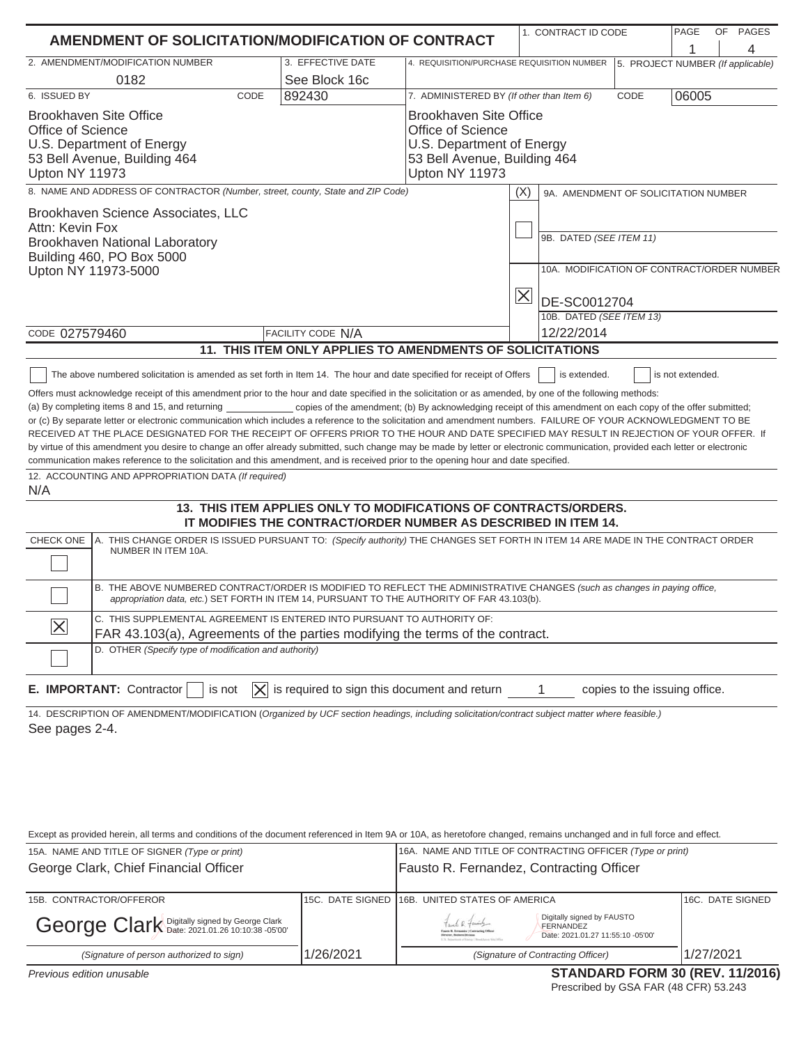# AMENDMENT OF SOLICITATION/MODIFICATION OF CONTRACT

| 1. CONTRACT ID CODE | PAGE 1 OF 4 PAGES |
|---|---|

| 2. AMENDMENT/MODIFICATION NUMBER | 3. EFFECTIVE DATE | 4. REQUISITION/PURCHASE REQUISITION NUMBER | 5. PROJECT NUMBER (If applicable) |
|---|---|---|---|
| 0182 | See Block 16c | | |

| 6. ISSUED BY CODE 892430 | 7. ADMINISTERED BY (If other than Item 6) CODE 06005 |
|---|---|
| Brookhaven Site Office<br>Office of Science<br>U.S. Department of Energy<br>53 Bell Avenue, Building 464<br>Upton NY 11973 | Brookhaven Site Office<br>Office of Science<br>U.S. Department of Energy<br>53 Bell Avenue, Building 464<br>Upton NY 11973 |

8. NAME AND ADDRESS OF CONTRACTOR (Number, street, county, State and ZIP Code)

Brookhaven Science Associates, LLC
Attn: Kevin Fox
Brookhaven National Laboratory
Building 460, PO Box 5000
Upton NY 11973-5000

CODE 027579460 FACILITY CODE N/A

(X)

☐ 9A. AMENDMENT OF SOLICITATION NUMBER

9B. DATED (SEE ITEM 11)

☒ 10A. MODIFICATION OF CONTRACT/ORDER NUMBER
DE-SC0012704

10B. DATED (SEE ITEM 13)
12/22/2014

## 11. THIS ITEM ONLY APPLIES TO AMENDMENTS OF SOLICITATIONS

☐ The above numbered solicitation is amended as set forth in Item 14. The hour and date specified for receipt of Offers ☐ is extended. ☐ is not extended.

Offers must acknowledge receipt of this amendment prior to the hour and date specified in the solicitation or as amended, by one of the following methods: (a) By completing items 8 and 15, and returning ____________ copies of the amendment; (b) By acknowledging receipt of this amendment on each copy of the offer submitted; or (c) By separate letter or electronic communication which includes a reference to the solicitation and amendment numbers. FAILURE OF YOUR ACKNOWLEDGMENT TO BE RECEIVED AT THE PLACE DESIGNATED FOR THE RECEIPT OF OFFERS PRIOR TO THE HOUR AND DATE SPECIFIED MAY RESULT IN REJECTION OF YOUR OFFER. If by virtue of this amendment you desire to change an offer already submitted, such change may be made by letter or electronic communication, provided each letter or electronic communication makes reference to the solicitation and this amendment, and is received prior to the opening hour and date specified.

12. ACCOUNTING AND APPROPRIATION DATA (If required)
N/A

## 13. THIS ITEM APPLIES ONLY TO MODIFICATIONS OF CONTRACTS/ORDERS. IT MODIFIES THE CONTRACT/ORDER NUMBER AS DESCRIBED IN ITEM 14.

| CHECK ONE | |
|---|---|
| ☐ | A. THIS CHANGE ORDER IS ISSUED PURSUANT TO: (Specify authority) THE CHANGES SET FORTH IN ITEM 14 ARE MADE IN THE CONTRACT ORDER NUMBER IN ITEM 10A. |
| ☐ | B. THE ABOVE NUMBERED CONTRACT/ORDER IS MODIFIED TO REFLECT THE ADMINISTRATIVE CHANGES (such as changes in paying office, appropriation data, etc.) SET FORTH IN ITEM 14, PURSUANT TO THE AUTHORITY OF FAR 43.103(b). |
| ☒ | C. THIS SUPPLEMENTAL AGREEMENT IS ENTERED INTO PURSUANT TO AUTHORITY OF:<br>FAR 43.103(a), Agreements of the parties modifying the terms of the contract. |
| ☐ | D. OTHER (Specify type of modification and authority) |

**E. IMPORTANT:** Contractor ☐ is not ☒ is required to sign this document and return 1 copies to the issuing office.

14. DESCRIPTION OF AMENDMENT/MODIFICATION (Organized by UCF section headings, including solicitation/contract subject matter where feasible.)

See pages 2-4.

Except as provided herein, all terms and conditions of the document referenced in Item 9A or 10A, as heretofore changed, remains unchanged and in full force and effect.

| 15A. NAME AND TITLE OF SIGNER (Type or print) | | 16A. NAME AND TITLE OF CONTRACTING OFFICER (Type or print) | |
|---|---|---|---|
| George Clark, Chief Financial Officer | | Fausto R. Fernandez, Contracting Officer | |
| 15B. CONTRACTOR/OFFEROR | 15C. DATE SIGNED | 16B. UNITED STATES OF AMERICA | 16C. DATE SIGNED |
| George Clark Digitally signed by George Clark Date: 2021.01.26 10:10:38 -05'00' | | Digitally signed by FAUSTO FERNANDEZ Date: 2021.01.27 11:55:10 -05'00' | |
| (Signature of person authorized to sign) | 1/26/2021 | (Signature of Contracting Officer) | 1/27/2021 |

Previous edition unusable

**STANDARD FORM 30 (REV. 11/2016)**
Prescribed by GSA FAR (48 CFR) 53.243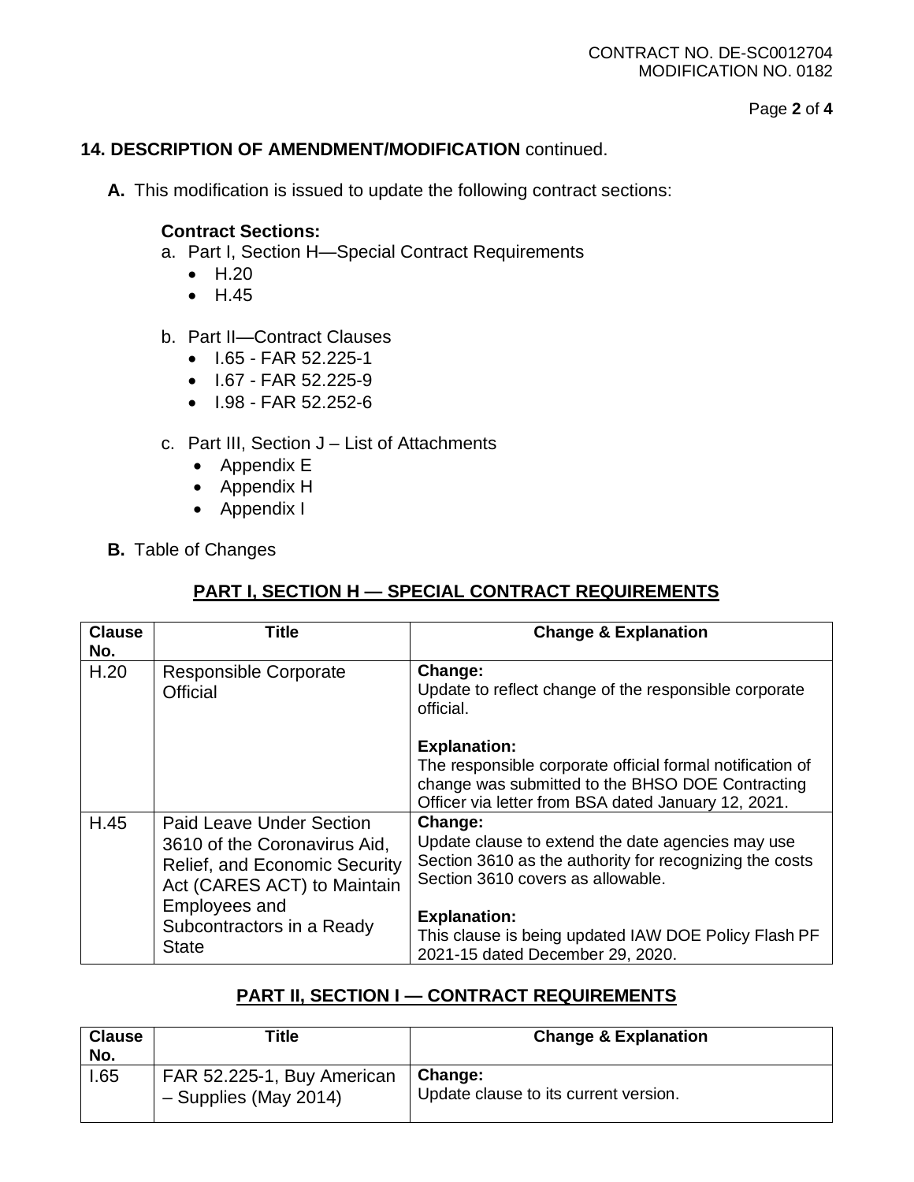**14. DESCRIPTION OF AMENDMENT/MODIFICATION** continued.

**A.** This modification is issued to update the following contract sections:

**Contract Sections:**

a. Part I, Section H—Special Contract Requirements
- H.20
- H.45

b. Part II—Contract Clauses
- I.65 - FAR 52.225-1
- I.67 - FAR 52.225-9
- I.98 - FAR 52.252-6

c. Part III, Section J – List of Attachments
- Appendix E
- Appendix H
- Appendix I

**B.** Table of Changes

## PART I, SECTION H — SPECIAL CONTRACT REQUIREMENTS

| Clause No. | Title | Change & Explanation |
|---|---|---|
| H.20 | Responsible Corporate Official | **Change:** Update to reflect change of the responsible corporate official. **Explanation:** The responsible corporate official formal notification of change was submitted to the BHSO DOE Contracting Officer via letter from BSA dated January 12, 2021. |
| H.45 | Paid Leave Under Section 3610 of the Coronavirus Aid, Relief, and Economic Security Act (CARES ACT) to Maintain Employees and Subcontractors in a Ready State | **Change:** Update clause to extend the date agencies may use Section 3610 as the authority for recognizing the costs Section 3610 covers as allowable. **Explanation:** This clause is being updated IAW DOE Policy Flash PF 2021-15 dated December 29, 2020. |

## PART II, SECTION I — CONTRACT REQUIREMENTS

| Clause No. | Title | Change & Explanation |
|---|---|---|
| I.65 | FAR 52.225-1, Buy American – Supplies (May 2014) | **Change:** Update clause to its current version. |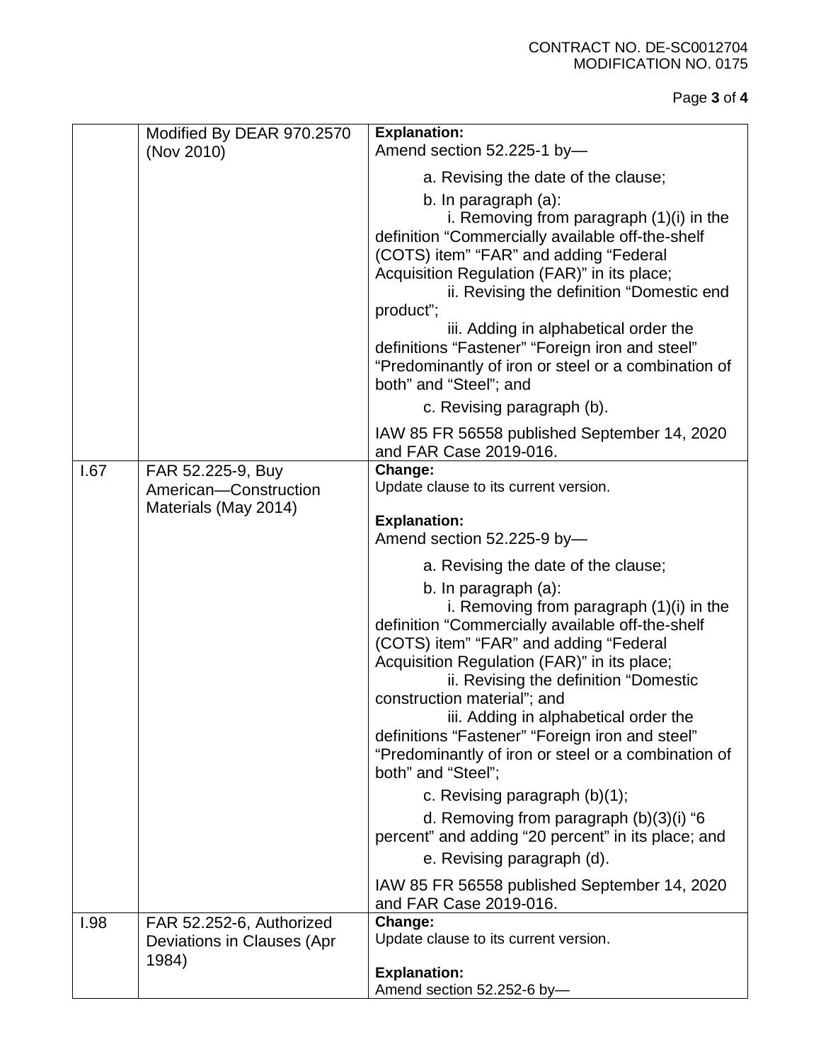| | | |
|---|---|---|
| | Modified By DEAR 970.2570 (Nov 2010) | **Explanation:**<br>Amend section 52.225-1 by—<br><br>a. Revising the date of the clause;<br><br>b. In paragraph (a):<br>i. Removing from paragraph (1)(i) in the definition “Commercially available off-the-shelf (COTS) item” “FAR” and adding “Federal Acquisition Regulation (FAR)” in its place;<br>ii. Revising the definition “Domestic end product”;<br>iii. Adding in alphabetical order the definitions “Fastener” “Foreign iron and steel” “Predominantly of iron or steel or a combination of both” and “Steel”; and<br><br>c. Revising paragraph (b).<br><br>IAW 85 FR 56558 published September 14, 2020 and FAR Case 2019-016. |
| I.67 | FAR 52.225-9, Buy American—Construction Materials (May 2014) | **Change:**<br>Update clause to its current version.<br><br>**Explanation:**<br>Amend section 52.225-9 by—<br><br>a. Revising the date of the clause;<br><br>b. In paragraph (a):<br>i. Removing from paragraph (1)(i) in the definition “Commercially available off-the-shelf (COTS) item” “FAR” and adding “Federal Acquisition Regulation (FAR)” in its place;<br>ii. Revising the definition “Domestic construction material”; and<br>iii. Adding in alphabetical order the definitions “Fastener” “Foreign iron and steel” “Predominantly of iron or steel or a combination of both” and “Steel”;<br><br>c. Revising paragraph (b)(1);<br><br>d. Removing from paragraph (b)(3)(i) “6 percent” and adding “20 percent” in its place; and<br><br>e. Revising paragraph (d).<br><br>IAW 85 FR 56558 published September 14, 2020 and FAR Case 2019-016. |
| I.98 | FAR 52.252-6, Authorized Deviations in Clauses (Apr 1984) | **Change:**<br>Update clause to its current version.<br><br>**Explanation:**<br>Amend section 52.252-6 by— |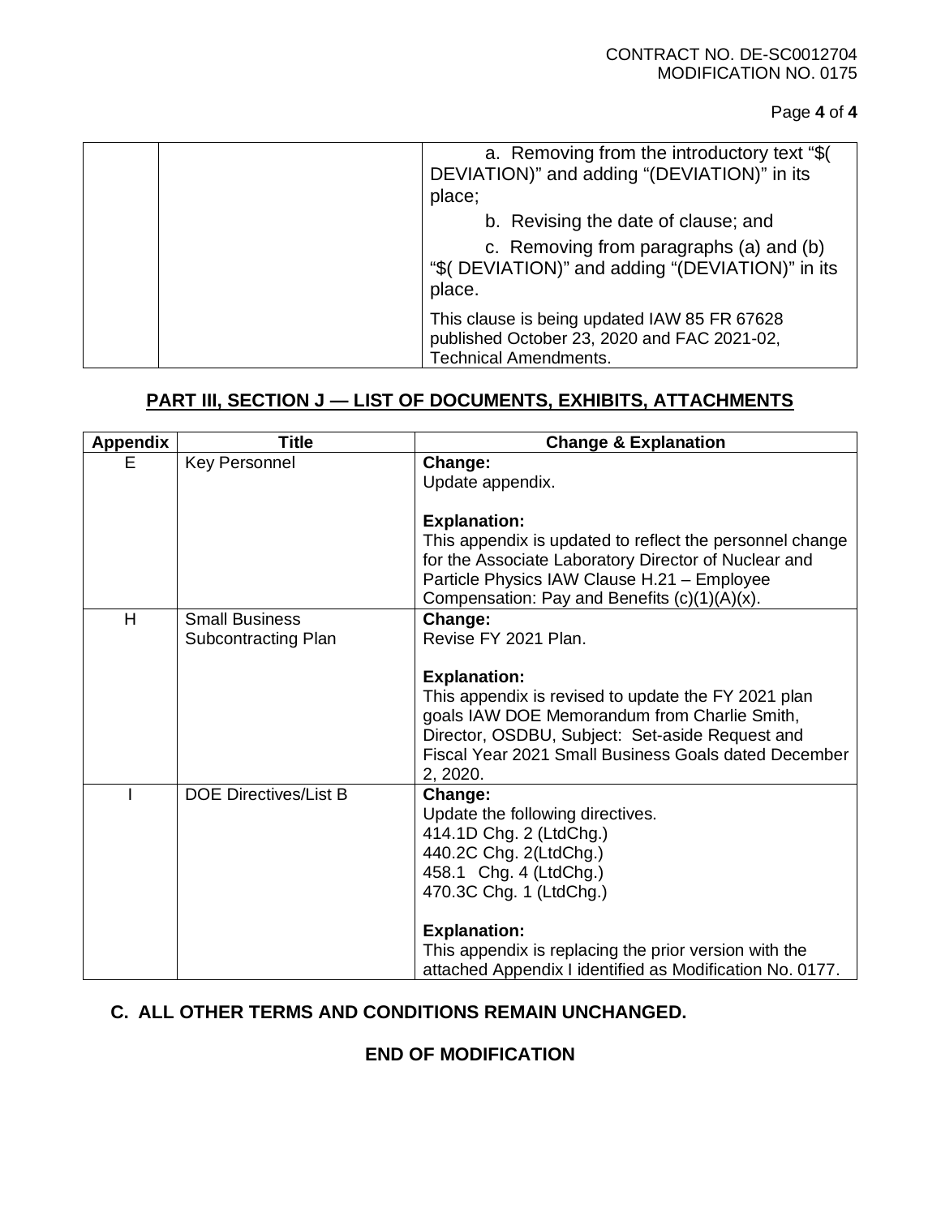| | | a. Removing from the introductory text "$( DEVIATION)" and adding "(DEVIATION)" in its place;<br>b. Revising the date of clause; and<br>c. Removing from paragraphs (a) and (b) "$( DEVIATION)" and adding "(DEVIATION)" in its place.<br>This clause is being updated IAW 85 FR 67628 published October 23, 2020 and FAC 2021-02, Technical Amendments. |
|---|---|---|

## PART III, SECTION J — LIST OF DOCUMENTS, EXHIBITS, ATTACHMENTS

| Appendix | Title | Change & Explanation |
|---|---|---|
| E | Key Personnel | **Change:**<br>Update appendix.<br><br>**Explanation:**<br>This appendix is updated to reflect the personnel change for the Associate Laboratory Director of Nuclear and Particle Physics IAW Clause H.21 – Employee Compensation: Pay and Benefits (c)(1)(A)(x). |
| H | Small Business Subcontracting Plan | **Change:**<br>Revise FY 2021 Plan.<br><br>**Explanation:**<br>This appendix is revised to update the FY 2021 plan goals IAW DOE Memorandum from Charlie Smith, Director, OSDBU, Subject: Set-aside Request and Fiscal Year 2021 Small Business Goals dated December 2, 2020. |
| I | DOE Directives/List B | **Change:**<br>Update the following directives.<br>414.1D Chg. 2 (LtdChg.)<br>440.2C Chg. 2(LtdChg.)<br>458.1 Chg. 4 (LtdChg.)<br>470.3C Chg. 1 (LtdChg.)<br><br>**Explanation:**<br>This appendix is replacing the prior version with the attached Appendix I identified as Modification No. 0177. |

**C. ALL OTHER TERMS AND CONDITIONS REMAIN UNCHANGED.**

**END OF MODIFICATION**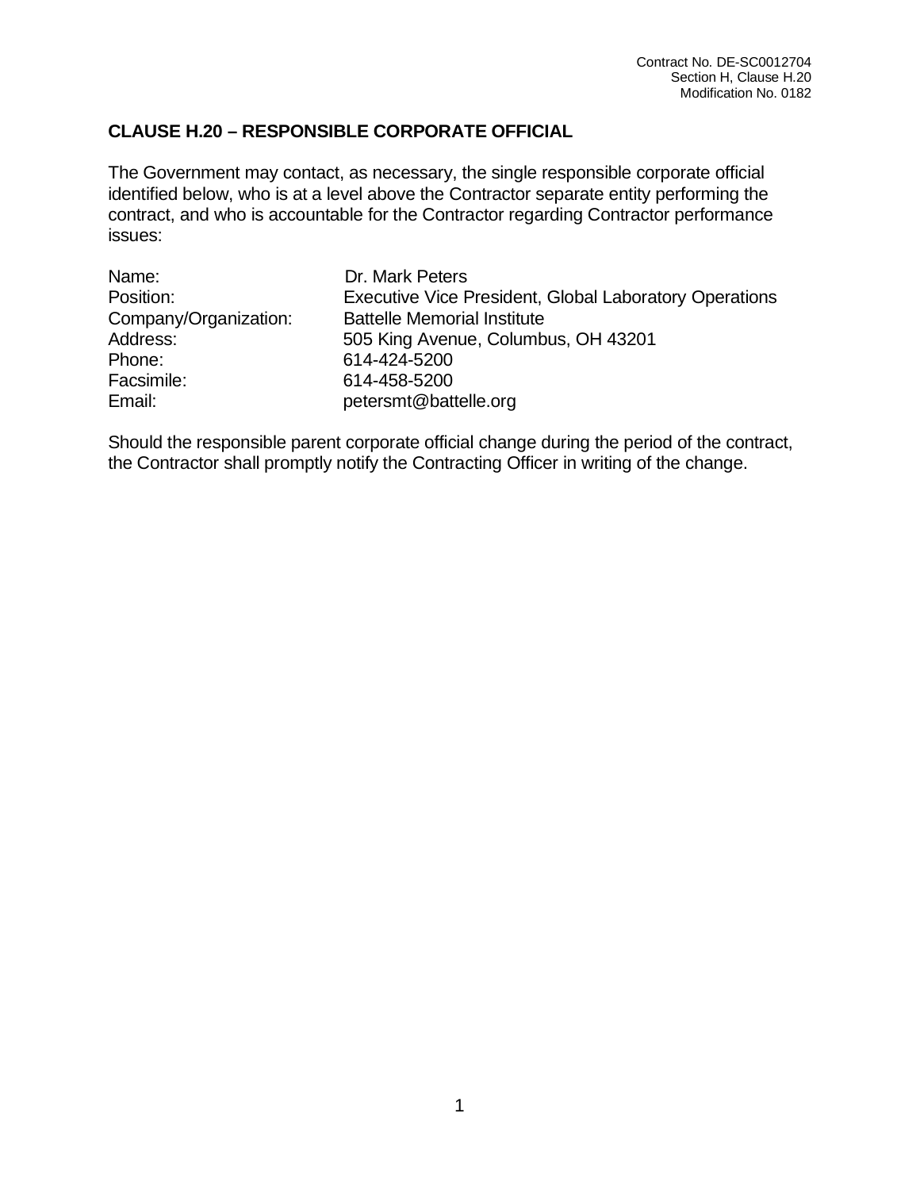### CLAUSE H.20 – RESPONSIBLE CORPORATE OFFICIAL

The Government may contact, as necessary, the single responsible corporate official identified below, who is at a level above the Contractor separate entity performing the contract, and who is accountable for the Contractor regarding Contractor performance issues:

| | |
|---|---|
| Name: | Dr. Mark Peters |
| Position: | Executive Vice President, Global Laboratory Operations |
| Company/Organization: | Battelle Memorial Institute |
| Address: | 505 King Avenue, Columbus, OH 43201 |
| Phone: | 614-424-5200 |
| Facsimile: | 614-458-5200 |
| Email: | petersmt@battelle.org |

Should the responsible parent corporate official change during the period of the contract, the Contractor shall promptly notify the Contracting Officer in writing of the change.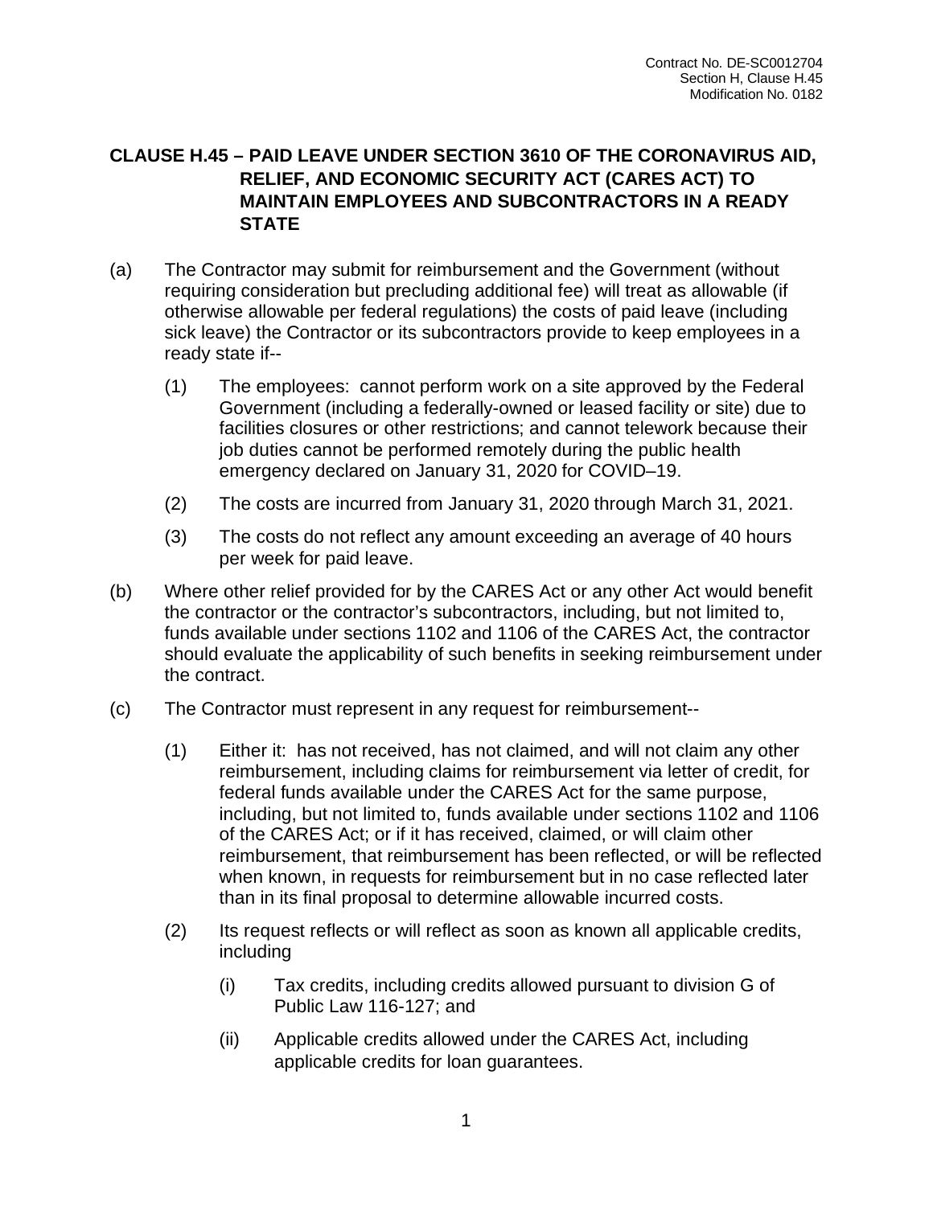## CLAUSE H.45 – PAID LEAVE UNDER SECTION 3610 OF THE CORONAVIRUS AID, RELIEF, AND ECONOMIC SECURITY ACT (CARES ACT) TO MAINTAIN EMPLOYEES AND SUBCONTRACTORS IN A READY STATE

(a) The Contractor may submit for reimbursement and the Government (without requiring consideration but precluding additional fee) will treat as allowable (if otherwise allowable per federal regulations) the costs of paid leave (including sick leave) the Contractor or its subcontractors provide to keep employees in a ready state if--

(1) The employees: cannot perform work on a site approved by the Federal Government (including a federally-owned or leased facility or site) due to facilities closures or other restrictions; and cannot telework because their job duties cannot be performed remotely during the public health emergency declared on January 31, 2020 for COVID–19.

(2) The costs are incurred from January 31, 2020 through March 31, 2021.

(3) The costs do not reflect any amount exceeding an average of 40 hours per week for paid leave.

(b) Where other relief provided for by the CARES Act or any other Act would benefit the contractor or the contractor's subcontractors, including, but not limited to, funds available under sections 1102 and 1106 of the CARES Act, the contractor should evaluate the applicability of such benefits in seeking reimbursement under the contract.

(c) The Contractor must represent in any request for reimbursement--

(1) Either it: has not received, has not claimed, and will not claim any other reimbursement, including claims for reimbursement via letter of credit, for federal funds available under the CARES Act for the same purpose, including, but not limited to, funds available under sections 1102 and 1106 of the CARES Act; or if it has received, claimed, or will claim other reimbursement, that reimbursement has been reflected, or will be reflected when known, in requests for reimbursement but in no case reflected later than in its final proposal to determine allowable incurred costs.

(2) Its request reflects or will reflect as soon as known all applicable credits, including

(i) Tax credits, including credits allowed pursuant to division G of Public Law 116-127; and

(ii) Applicable credits allowed under the CARES Act, including applicable credits for loan guarantees.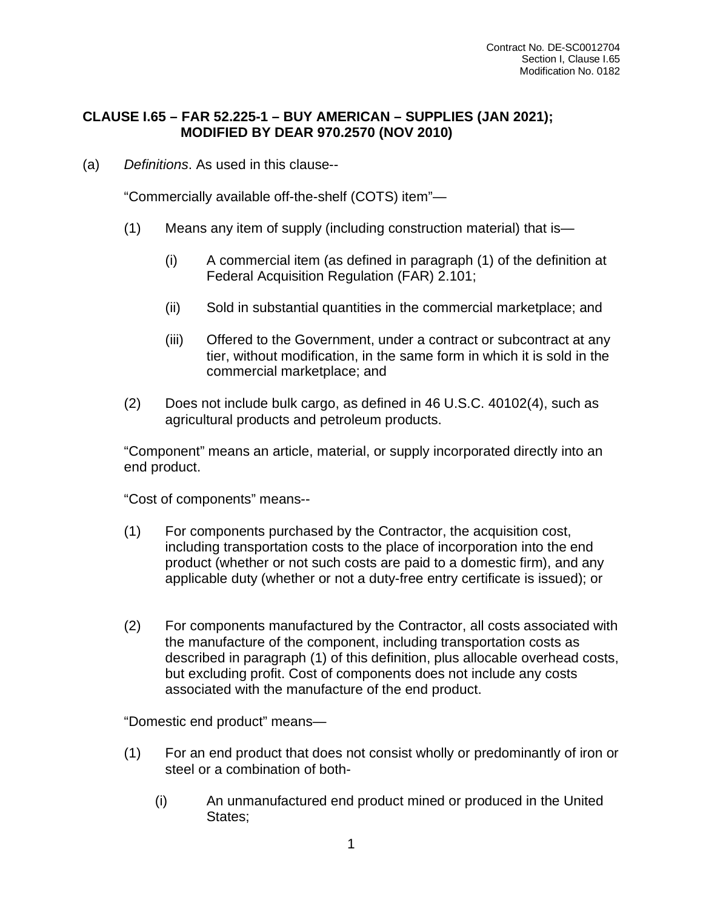## CLAUSE I.65 – FAR 52.225-1 – BUY AMERICAN – SUPPLIES (JAN 2021); MODIFIED BY DEAR 970.2570 (NOV 2010)

(a) *Definitions*. As used in this clause--

“Commercially available off-the-shelf (COTS) item”—

(1) Means any item of supply (including construction material) that is—

(i) A commercial item (as defined in paragraph (1) of the definition at Federal Acquisition Regulation (FAR) 2.101;

(ii) Sold in substantial quantities in the commercial marketplace; and

(iii) Offered to the Government, under a contract or subcontract at any tier, without modification, in the same form in which it is sold in the commercial marketplace; and

(2) Does not include bulk cargo, as defined in 46 U.S.C. 40102(4), such as agricultural products and petroleum products.

“Component” means an article, material, or supply incorporated directly into an end product.

“Cost of components” means--

(1) For components purchased by the Contractor, the acquisition cost, including transportation costs to the place of incorporation into the end product (whether or not such costs are paid to a domestic firm), and any applicable duty (whether or not a duty-free entry certificate is issued); or

(2) For components manufactured by the Contractor, all costs associated with the manufacture of the component, including transportation costs as described in paragraph (1) of this definition, plus allocable overhead costs, but excluding profit. Cost of components does not include any costs associated with the manufacture of the end product.

“Domestic end product” means—

(1) For an end product that does not consist wholly or predominantly of iron or steel or a combination of both-

(i) An unmanufactured end product mined or produced in the United States;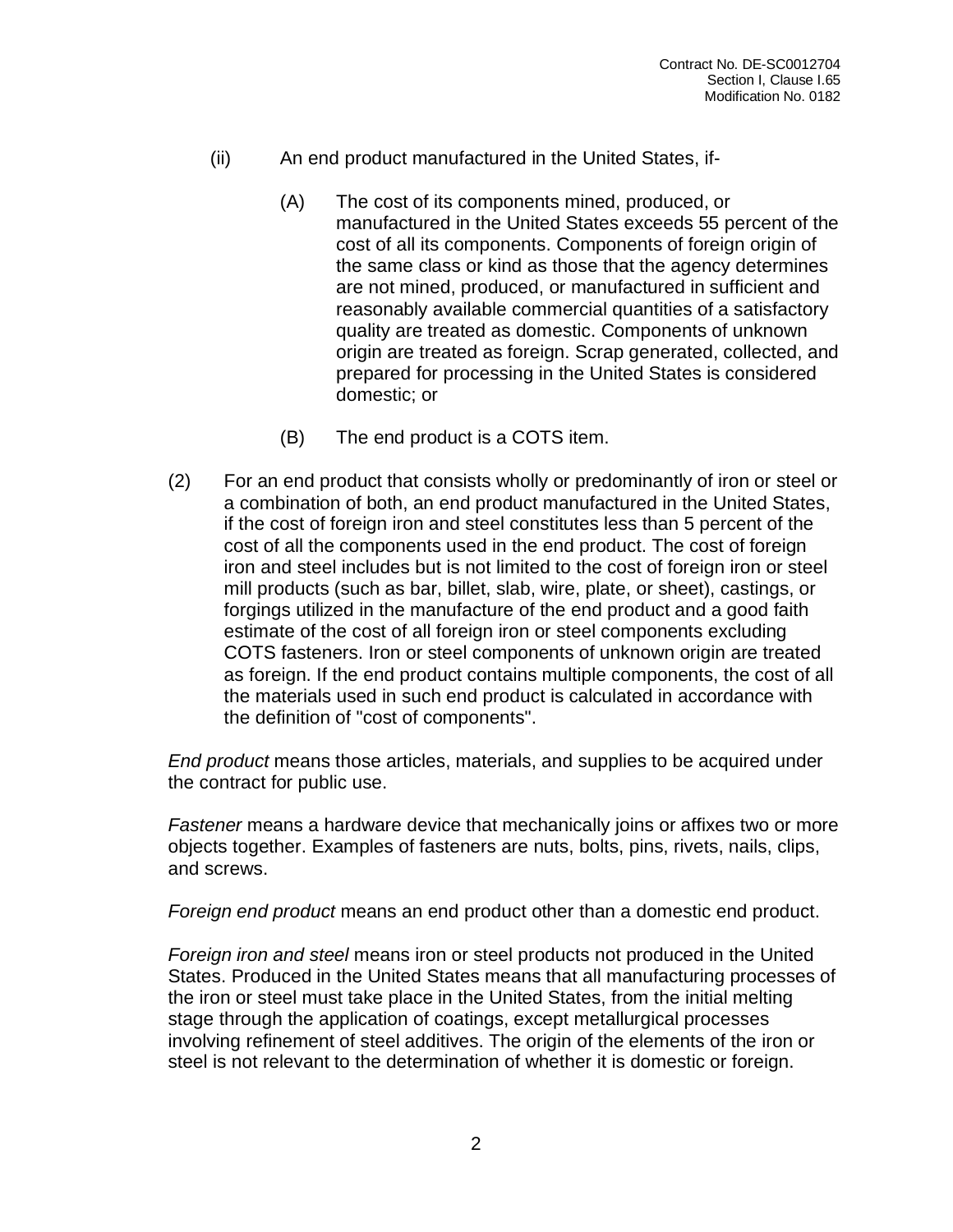(ii) An end product manufactured in the United States, if-

   (A) The cost of its components mined, produced, or manufactured in the United States exceeds 55 percent of the cost of all its components. Components of foreign origin of the same class or kind as those that the agency determines are not mined, produced, or manufactured in sufficient and reasonably available commercial quantities of a satisfactory quality are treated as domestic. Components of unknown origin are treated as foreign. Scrap generated, collected, and prepared for processing in the United States is considered domestic; or

   (B) The end product is a COTS item.

(2) For an end product that consists wholly or predominantly of iron or steel or a combination of both, an end product manufactured in the United States, if the cost of foreign iron and steel constitutes less than 5 percent of the cost of all the components used in the end product. The cost of foreign iron and steel includes but is not limited to the cost of foreign iron or steel mill products (such as bar, billet, slab, wire, plate, or sheet), castings, or forgings utilized in the manufacture of the end product and a good faith estimate of the cost of all foreign iron or steel components excluding COTS fasteners. Iron or steel components of unknown origin are treated as foreign. If the end product contains multiple components, the cost of all the materials used in such end product is calculated in accordance with the definition of "cost of components".

*End product* means those articles, materials, and supplies to be acquired under the contract for public use.

*Fastener* means a hardware device that mechanically joins or affixes two or more objects together. Examples of fasteners are nuts, bolts, pins, rivets, nails, clips, and screws.

*Foreign end product* means an end product other than a domestic end product.

*Foreign iron and steel* means iron or steel products not produced in the United States. Produced in the United States means that all manufacturing processes of the iron or steel must take place in the United States, from the initial melting stage through the application of coatings, except metallurgical processes involving refinement of steel additives. The origin of the elements of the iron or steel is not relevant to the determination of whether it is domestic or foreign.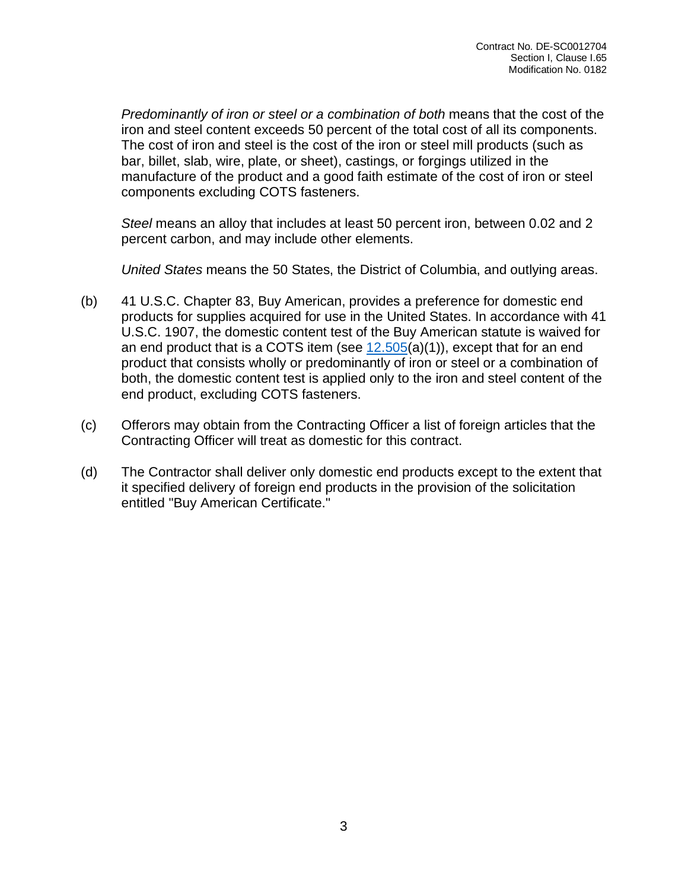*Predominantly of iron or steel or a combination of both* means that the cost of the iron and steel content exceeds 50 percent of the total cost of all its components. The cost of iron and steel is the cost of the iron or steel mill products (such as bar, billet, slab, wire, plate, or sheet), castings, or forgings utilized in the manufacture of the product and a good faith estimate of the cost of iron or steel components excluding COTS fasteners.

*Steel* means an alloy that includes at least 50 percent iron, between 0.02 and 2 percent carbon, and may include other elements.

*United States* means the 50 States, the District of Columbia, and outlying areas.

(b) 41 U.S.C. Chapter 83, Buy American, provides a preference for domestic end products for supplies acquired for use in the United States. In accordance with 41 U.S.C. 1907, the domestic content test of the Buy American statute is waived for an end product that is a COTS item (see 12.505(a)(1)), except that for an end product that consists wholly or predominantly of iron or steel or a combination of both, the domestic content test is applied only to the iron and steel content of the end product, excluding COTS fasteners.

(c) Offerors may obtain from the Contracting Officer a list of foreign articles that the Contracting Officer will treat as domestic for this contract.

(d) The Contractor shall deliver only domestic end products except to the extent that it specified delivery of foreign end products in the provision of the solicitation entitled "Buy American Certificate."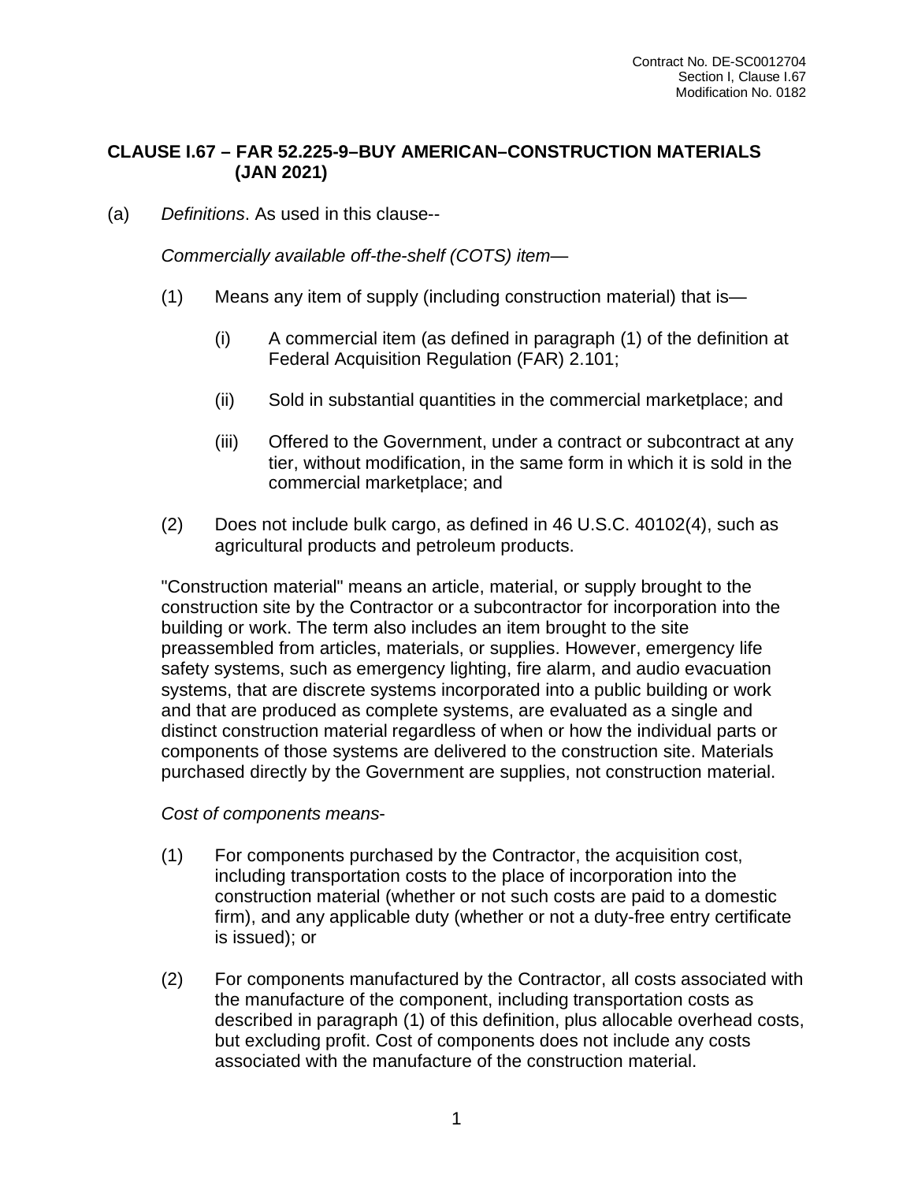## CLAUSE I.67 – FAR 52.225-9–BUY AMERICAN–CONSTRUCTION MATERIALS (JAN 2021)

(a) *Definitions*. As used in this clause--

*Commercially available off-the-shelf (COTS) item*—

(1) Means any item of supply (including construction material) that is—

(i) A commercial item (as defined in paragraph (1) of the definition at Federal Acquisition Regulation (FAR) 2.101;

(ii) Sold in substantial quantities in the commercial marketplace; and

(iii) Offered to the Government, under a contract or subcontract at any tier, without modification, in the same form in which it is sold in the commercial marketplace; and

(2) Does not include bulk cargo, as defined in 46 U.S.C. 40102(4), such as agricultural products and petroleum products.

"Construction material" means an article, material, or supply brought to the construction site by the Contractor or a subcontractor for incorporation into the building or work. The term also includes an item brought to the site preassembled from articles, materials, or supplies. However, emergency life safety systems, such as emergency lighting, fire alarm, and audio evacuation systems, that are discrete systems incorporated into a public building or work and that are produced as complete systems, are evaluated as a single and distinct construction material regardless of when or how the individual parts or components of those systems are delivered to the construction site. Materials purchased directly by the Government are supplies, not construction material.

*Cost of components means*-

(1) For components purchased by the Contractor, the acquisition cost, including transportation costs to the place of incorporation into the construction material (whether or not such costs are paid to a domestic firm), and any applicable duty (whether or not a duty-free entry certificate is issued); or

(2) For components manufactured by the Contractor, all costs associated with the manufacture of the component, including transportation costs as described in paragraph (1) of this definition, plus allocable overhead costs, but excluding profit. Cost of components does not include any costs associated with the manufacture of the construction material.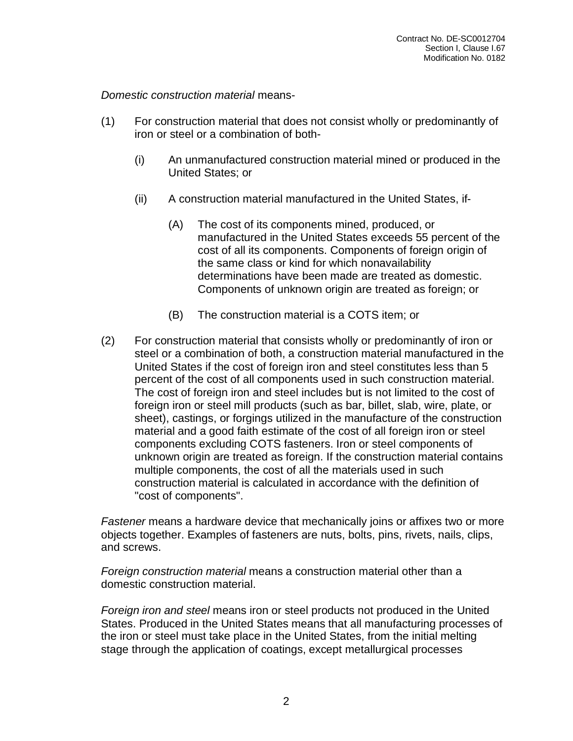*Domestic construction material* means-

(1) For construction material that does not consist wholly or predominantly of iron or steel or a combination of both-

  (i) An unmanufactured construction material mined or produced in the United States; or

  (ii) A construction material manufactured in the United States, if-

    (A) The cost of its components mined, produced, or manufactured in the United States exceeds 55 percent of the cost of all its components. Components of foreign origin of the same class or kind for which nonavailability determinations have been made are treated as domestic. Components of unknown origin are treated as foreign; or

    (B) The construction material is a COTS item; or

(2) For construction material that consists wholly or predominantly of iron or steel or a combination of both, a construction material manufactured in the United States if the cost of foreign iron and steel constitutes less than 5 percent of the cost of all components used in such construction material. The cost of foreign iron and steel includes but is not limited to the cost of foreign iron or steel mill products (such as bar, billet, slab, wire, plate, or sheet), castings, or forgings utilized in the manufacture of the construction material and a good faith estimate of the cost of all foreign iron or steel components excluding COTS fasteners. Iron or steel components of unknown origin are treated as foreign. If the construction material contains multiple components, the cost of all the materials used in such construction material is calculated in accordance with the definition of "cost of components".

*Fastener* means a hardware device that mechanically joins or affixes two or more objects together. Examples of fasteners are nuts, bolts, pins, rivets, nails, clips, and screws.

*Foreign construction material* means a construction material other than a domestic construction material.

*Foreign iron and steel* means iron or steel products not produced in the United States. Produced in the United States means that all manufacturing processes of the iron or steel must take place in the United States, from the initial melting stage through the application of coatings, except metallurgical processes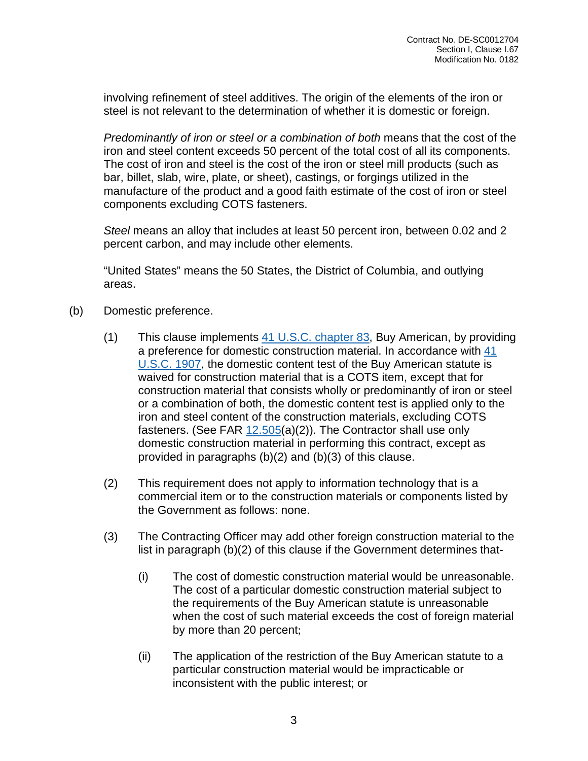involving refinement of steel additives. The origin of the elements of the iron or steel is not relevant to the determination of whether it is domestic or foreign.

*Predominantly of iron or steel or a combination of both* means that the cost of the iron and steel content exceeds 50 percent of the total cost of all its components. The cost of iron and steel is the cost of the iron or steel mill products (such as bar, billet, slab, wire, plate, or sheet), castings, or forgings utilized in the manufacture of the product and a good faith estimate of the cost of iron or steel components excluding COTS fasteners.

*Steel* means an alloy that includes at least 50 percent iron, between 0.02 and 2 percent carbon, and may include other elements.

"United States" means the 50 States, the District of Columbia, and outlying areas.

(b) Domestic preference.

(1) This clause implements 41 U.S.C. chapter 83, Buy American, by providing a preference for domestic construction material. In accordance with 41 U.S.C. 1907, the domestic content test of the Buy American statute is waived for construction material that is a COTS item, except that for construction material that consists wholly or predominantly of iron or steel or a combination of both, the domestic content test is applied only to the iron and steel content of the construction materials, excluding COTS fasteners. (See FAR 12.505(a)(2)). The Contractor shall use only domestic construction material in performing this contract, except as provided in paragraphs (b)(2) and (b)(3) of this clause.

(2) This requirement does not apply to information technology that is a commercial item or to the construction materials or components listed by the Government as follows: none.

(3) The Contracting Officer may add other foreign construction material to the list in paragraph (b)(2) of this clause if the Government determines that-

(i) The cost of domestic construction material would be unreasonable. The cost of a particular domestic construction material subject to the requirements of the Buy American statute is unreasonable when the cost of such material exceeds the cost of foreign material by more than 20 percent;

(ii) The application of the restriction of the Buy American statute to a particular construction material would be impracticable or inconsistent with the public interest; or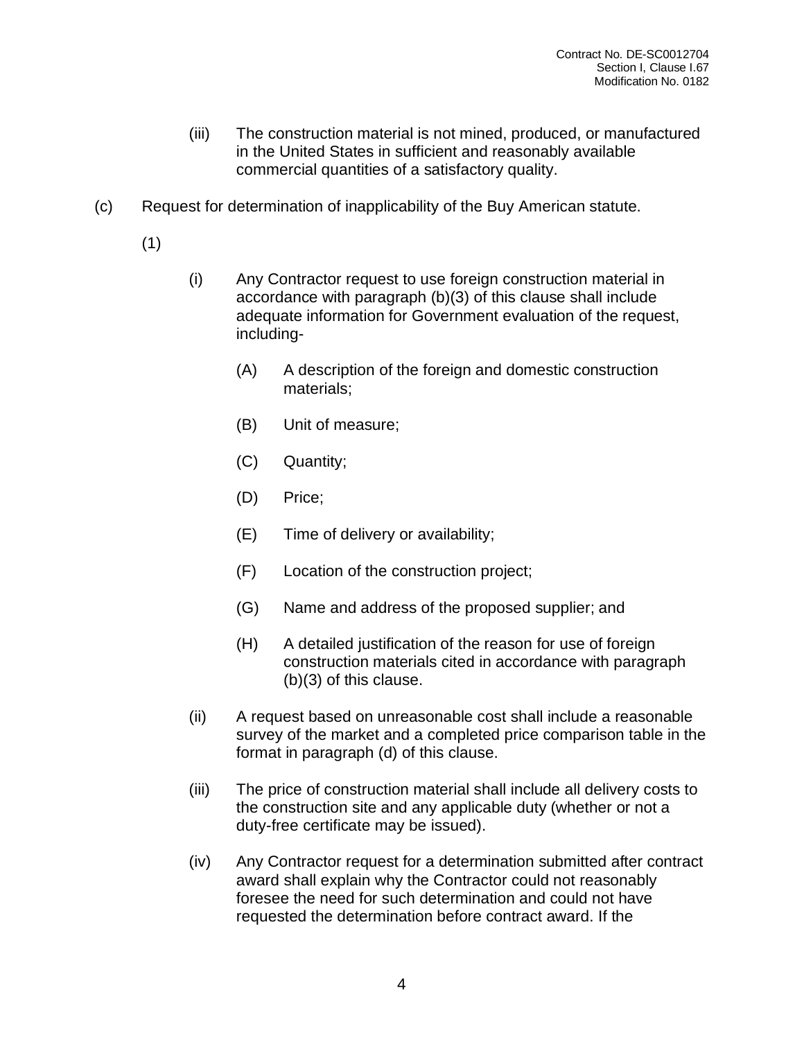(iii) The construction material is not mined, produced, or manufactured in the United States in sufficient and reasonably available commercial quantities of a satisfactory quality.

(c) Request for determination of inapplicability of the Buy American statute.

(1)

(i) Any Contractor request to use foreign construction material in accordance with paragraph (b)(3) of this clause shall include adequate information for Government evaluation of the request, including-

(A) A description of the foreign and domestic construction materials;

(B) Unit of measure;

(C) Quantity;

(D) Price;

(E) Time of delivery or availability;

(F) Location of the construction project;

(G) Name and address of the proposed supplier; and

(H) A detailed justification of the reason for use of foreign construction materials cited in accordance with paragraph (b)(3) of this clause.

(ii) A request based on unreasonable cost shall include a reasonable survey of the market and a completed price comparison table in the format in paragraph (d) of this clause.

(iii) The price of construction material shall include all delivery costs to the construction site and any applicable duty (whether or not a duty-free certificate may be issued).

(iv) Any Contractor request for a determination submitted after contract award shall explain why the Contractor could not reasonably foresee the need for such determination and could not have requested the determination before contract award. If the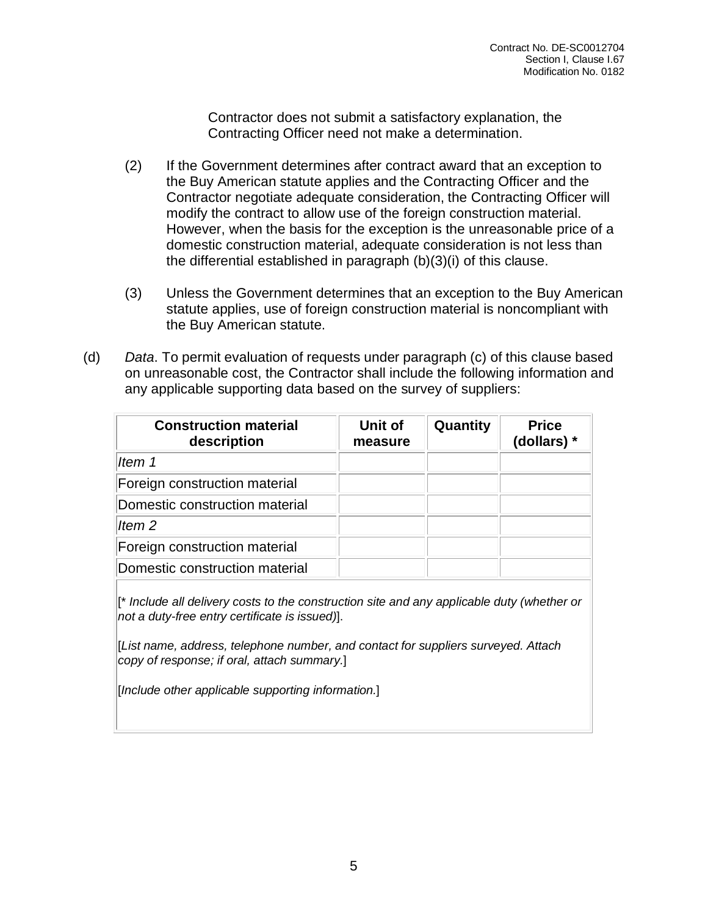Contractor does not submit a satisfactory explanation, the Contracting Officer need not make a determination.

(2) If the Government determines after contract award that an exception to the Buy American statute applies and the Contracting Officer and the Contractor negotiate adequate consideration, the Contracting Officer will modify the contract to allow use of the foreign construction material. However, when the basis for the exception is the unreasonable price of a domestic construction material, adequate consideration is not less than the differential established in paragraph (b)(3)(i) of this clause.

(3) Unless the Government determines that an exception to the Buy American statute applies, use of foreign construction material is noncompliant with the Buy American statute.

(d) *Data*. To permit evaluation of requests under paragraph (c) of this clause based on unreasonable cost, the Contractor shall include the following information and any applicable supporting data based on the survey of suppliers:

| **Construction material description** | **Unit of measure** | **Quantity** | **Price (dollars) *** |
|---|---|---|---|
| *Item 1* | | | |
| Foreign construction material | | | |
| Domestic construction material | | | |
| *Item 2* | | | |
| Foreign construction material | | | |
| Domestic construction material | | | |

[* *Include all delivery costs to the construction site and any applicable duty (whether or not a duty-free entry certificate is issued)*].

[*List name, address, telephone number, and contact for suppliers surveyed. Attach copy of response; if oral, attach summary.*]

[*Include other applicable supporting information.*]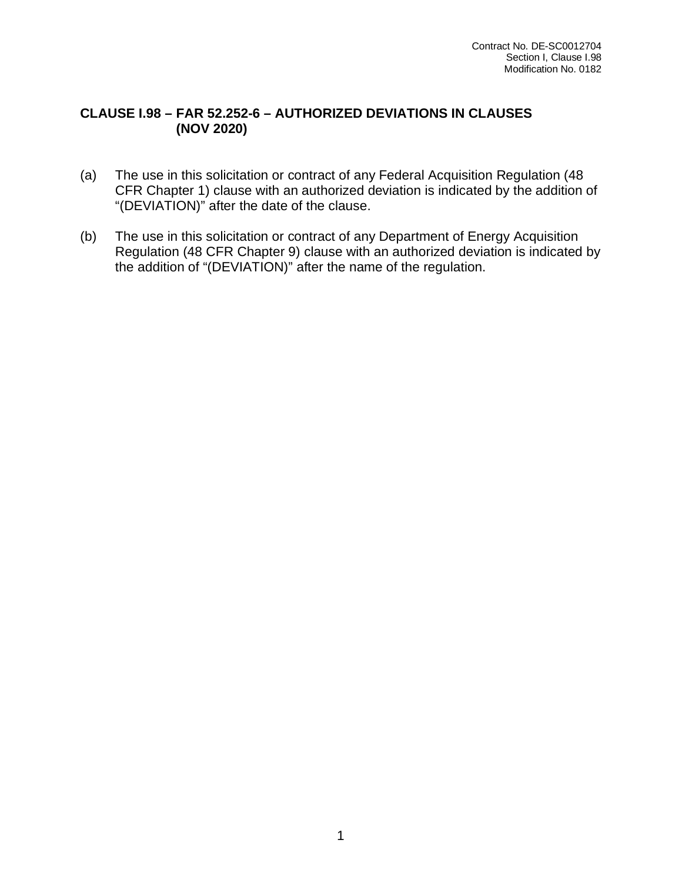## CLAUSE I.98 – FAR 52.252-6 – AUTHORIZED DEVIATIONS IN CLAUSES (NOV 2020)

(a) The use in this solicitation or contract of any Federal Acquisition Regulation (48 CFR Chapter 1) clause with an authorized deviation is indicated by the addition of "(DEVIATION)" after the date of the clause.

(b) The use in this solicitation or contract of any Department of Energy Acquisition Regulation (48 CFR Chapter 9) clause with an authorized deviation is indicated by the addition of "(DEVIATION)" after the name of the regulation.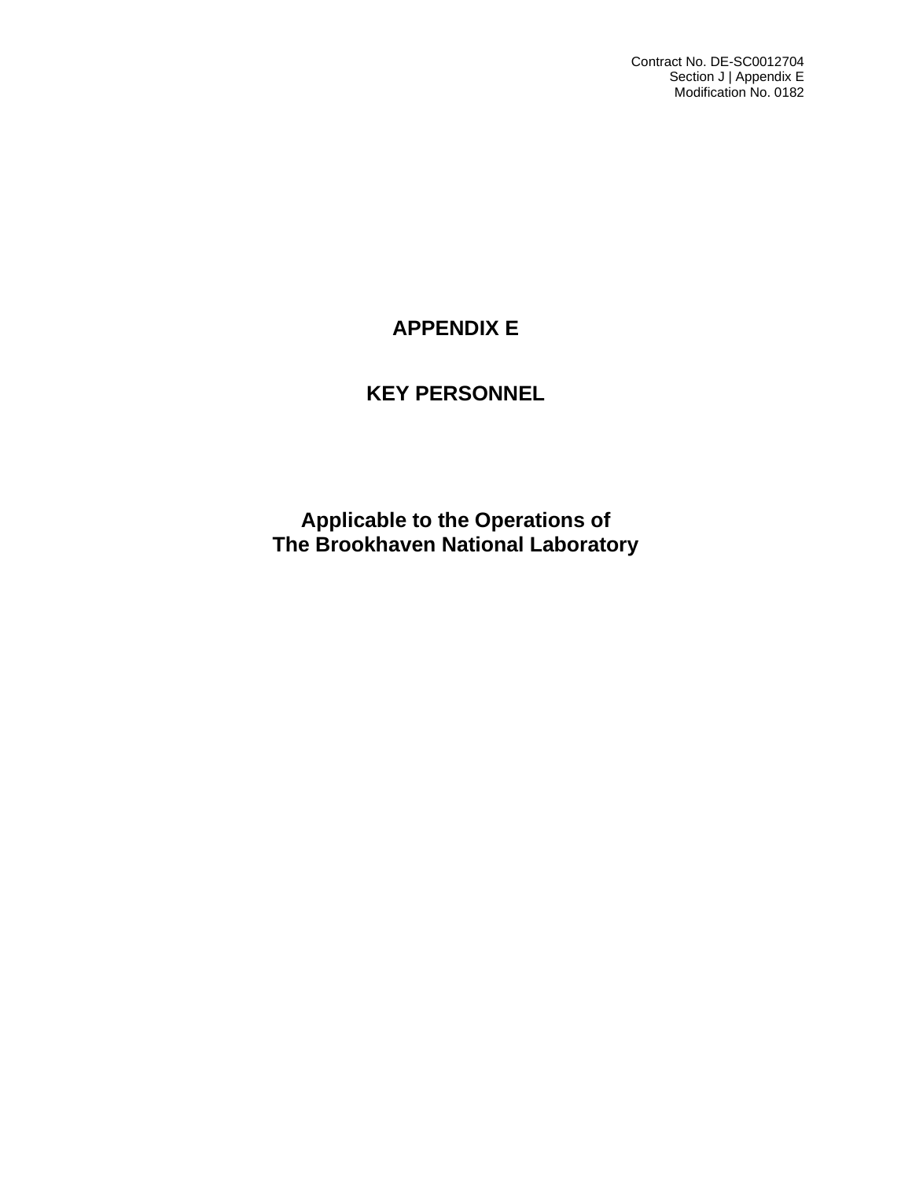Contract No. DE-SC0012704
Section J | Appendix E
Modification No. 0182

# APPENDIX E

# KEY PERSONNEL

## Applicable to the Operations of
## The Brookhaven National Laboratory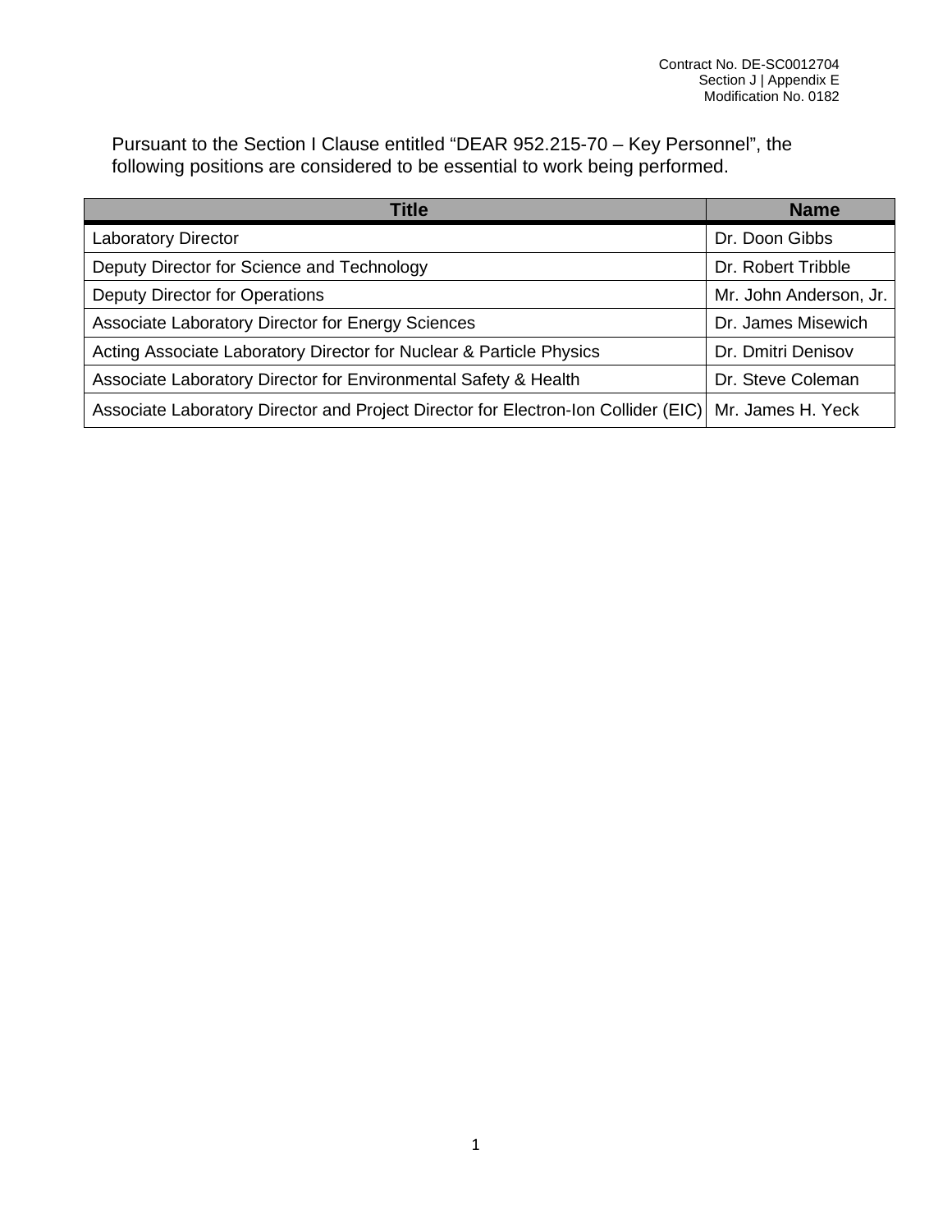Contract No. DE-SC0012704
Section J | Appendix E
Modification No. 0182

Pursuant to the Section I Clause entitled “DEAR 952.215-70 – Key Personnel”, the following positions are considered to be essential to work being performed.

| Title | Name |
| --- | --- |
| Laboratory Director | Dr. Doon Gibbs |
| Deputy Director for Science and Technology | Dr. Robert Tribble |
| Deputy Director for Operations | Mr. John Anderson, Jr. |
| Associate Laboratory Director for Energy Sciences | Dr. James Misewich |
| Acting Associate Laboratory Director for Nuclear & Particle Physics | Dr. Dmitri Denisov |
| Associate Laboratory Director for Environmental Safety & Health | Dr. Steve Coleman |
| Associate Laboratory Director and Project Director for Electron-Ion Collider (EIC) | Mr. James H. Yeck |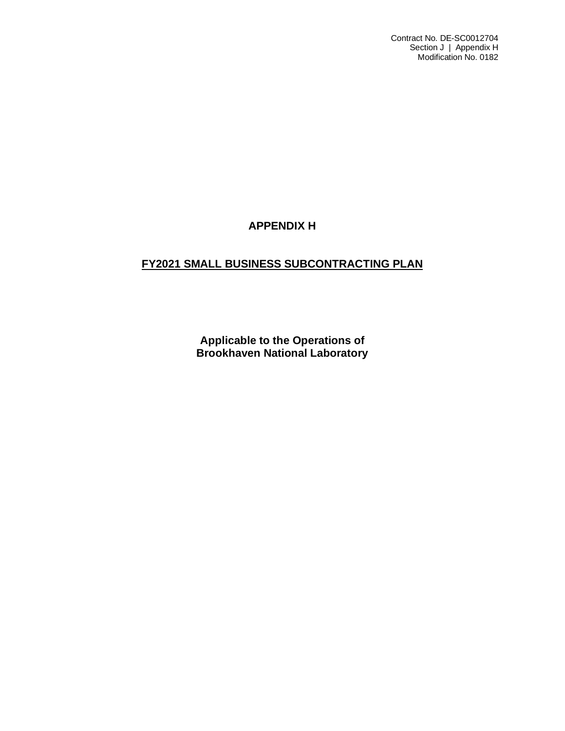Contract No. DE-SC0012704
Section J | Appendix H
Modification No. 0182

# APPENDIX H

## FY2021 SMALL BUSINESS SUBCONTRACTING PLAN

**Applicable to the Operations of Brookhaven National Laboratory**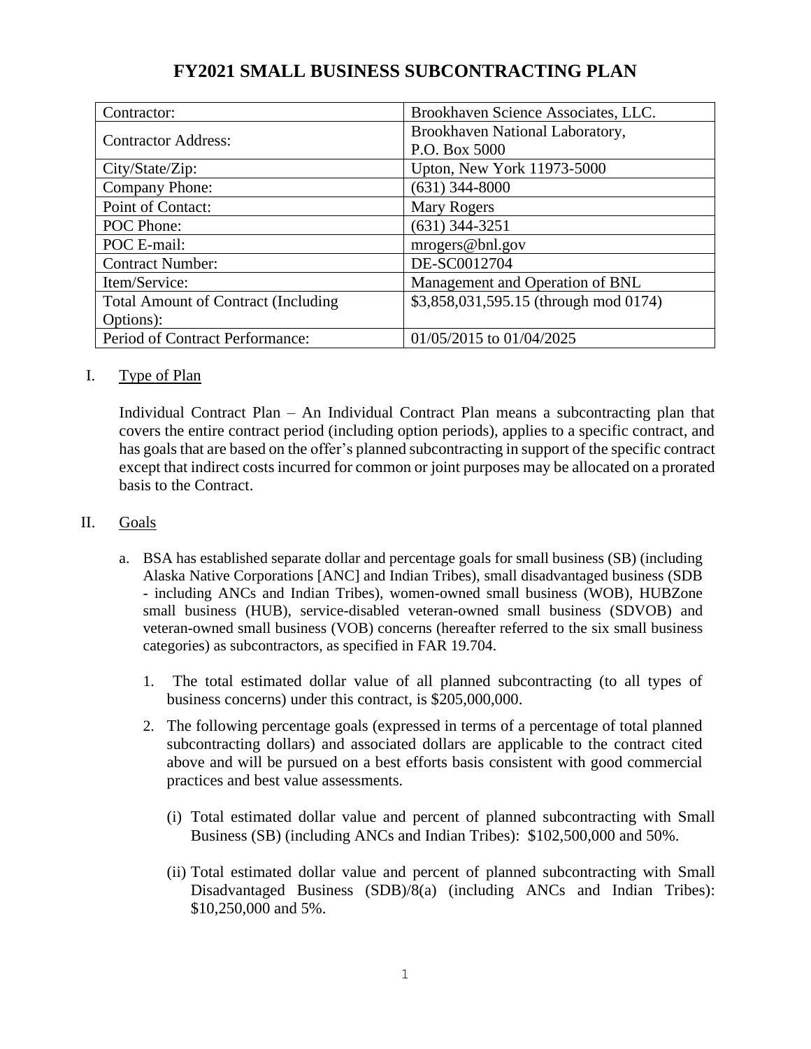# FY2021 SMALL BUSINESS SUBCONTRACTING PLAN

| Contractor: | Brookhaven Science Associates, LLC. |
|---|---|
| Contractor Address: | Brookhaven National Laboratory, P.O. Box 5000 |
| City/State/Zip: | Upton, New York 11973-5000 |
| Company Phone: | (631) 344-8000 |
| Point of Contact: | Mary Rogers |
| POC Phone: | (631) 344-3251 |
| POC E-mail: | mrogers@bnl.gov |
| Contract Number: | DE-SC0012704 |
| Item/Service: | Management and Operation of BNL |
| Total Amount of Contract (Including Options): | $3,858,031,595.15 (through mod 0174) |
| Period of Contract Performance: | 01/05/2015 to 01/04/2025 |

I. Type of Plan

Individual Contract Plan – An Individual Contract Plan means a subcontracting plan that covers the entire contract period (including option periods), applies to a specific contract, and has goals that are based on the offer's planned subcontracting in support of the specific contract except that indirect costs incurred for common or joint purposes may be allocated on a prorated basis to the Contract.

II. Goals

a. BSA has established separate dollar and percentage goals for small business (SB) (including Alaska Native Corporations [ANC] and Indian Tribes), small disadvantaged business (SDB - including ANCs and Indian Tribes), women-owned small business (WOB), HUBZone small business (HUB), service-disabled veteran-owned small business (SDVOB) and veteran-owned small business (VOB) concerns (hereafter referred to the six small business categories) as subcontractors, as specified in FAR 19.704.

1. The total estimated dollar value of all planned subcontracting (to all types of business concerns) under this contract, is $205,000,000.

2. The following percentage goals (expressed in terms of a percentage of total planned subcontracting dollars) and associated dollars are applicable to the contract cited above and will be pursued on a best efforts basis consistent with good commercial practices and best value assessments.

   (i) Total estimated dollar value and percent of planned subcontracting with Small Business (SB) (including ANCs and Indian Tribes): $102,500,000 and 50%.

   (ii) Total estimated dollar value and percent of planned subcontracting with Small Disadvantaged Business (SDB)/8(a) (including ANCs and Indian Tribes): $10,250,000 and 5%.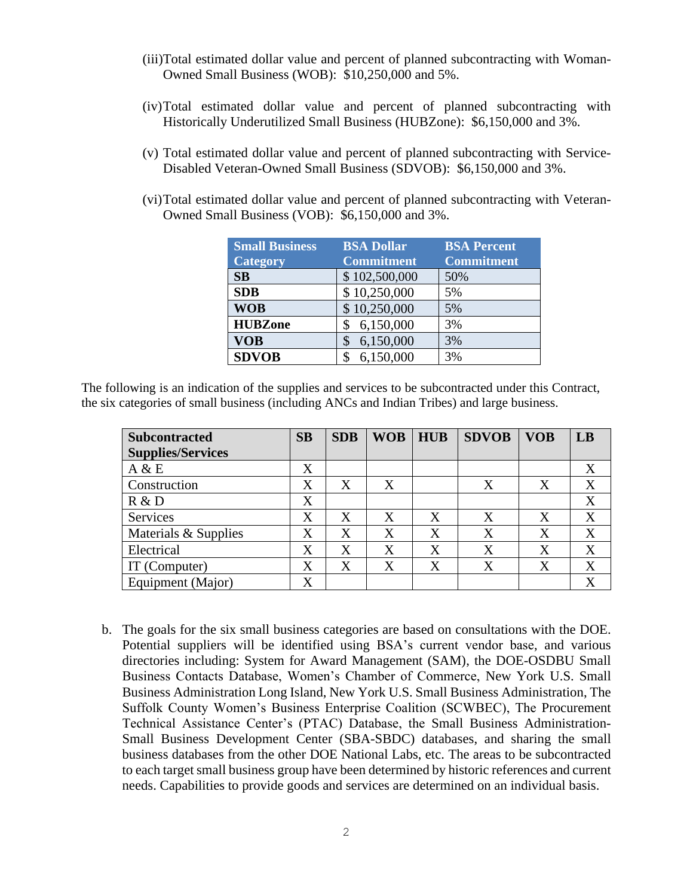(iii) Total estimated dollar value and percent of planned subcontracting with Woman-Owned Small Business (WOB): $10,250,000 and 5%.

(iv) Total estimated dollar value and percent of planned subcontracting with Historically Underutilized Small Business (HUBZone): $6,150,000 and 3%.

(v) Total estimated dollar value and percent of planned subcontracting with Service-Disabled Veteran-Owned Small Business (SDVOB): $6,150,000 and 3%.

(vi) Total estimated dollar value and percent of planned subcontracting with Veteran-Owned Small Business (VOB): $6,150,000 and 3%.

| Small Business Category | BSA Dollar Commitment | BSA Percent Commitment |
|---|---|---|
| **SB** | $ 102,500,000 | 50% |
| **SDB** | $ 10,250,000 | 5% |
| **WOB** | $ 10,250,000 | 5% |
| **HUBZone** | $ 6,150,000 | 3% |
| **VOB** | $ 6,150,000 | 3% |
| **SDVOB** | $ 6,150,000 | 3% |

The following is an indication of the supplies and services to be subcontracted under this Contract, the six categories of small business (including ANCs and Indian Tribes) and large business.

| Subcontracted Supplies/Services | SB | SDB | WOB | HUB | SDVOB | VOB | LB |
|---|---|---|---|---|---|---|---|
| A & E | X | | | | | | X |
| Construction | X | X | X | | X | X | X |
| R & D | X | | | | | | X |
| Services | X | X | X | X | X | X | X |
| Materials & Supplies | X | X | X | X | X | X | X |
| Electrical | X | X | X | X | X | X | X |
| IT (Computer) | X | X | X | X | X | X | X |
| Equipment (Major) | X | | | | | | X |

b. The goals for the six small business categories are based on consultations with the DOE. Potential suppliers will be identified using BSA's current vendor base, and various directories including: System for Award Management (SAM), the DOE-OSDBU Small Business Contacts Database, Women's Chamber of Commerce, New York U.S. Small Business Administration Long Island, New York U.S. Small Business Administration, The Suffolk County Women's Business Enterprise Coalition (SCWBEC), The Procurement Technical Assistance Center's (PTAC) Database, the Small Business Administration-Small Business Development Center (SBA-SBDC) databases, and sharing the small business databases from the other DOE National Labs, etc. The areas to be subcontracted to each target small business group have been determined by historic references and current needs. Capabilities to provide goods and services are determined on an individual basis.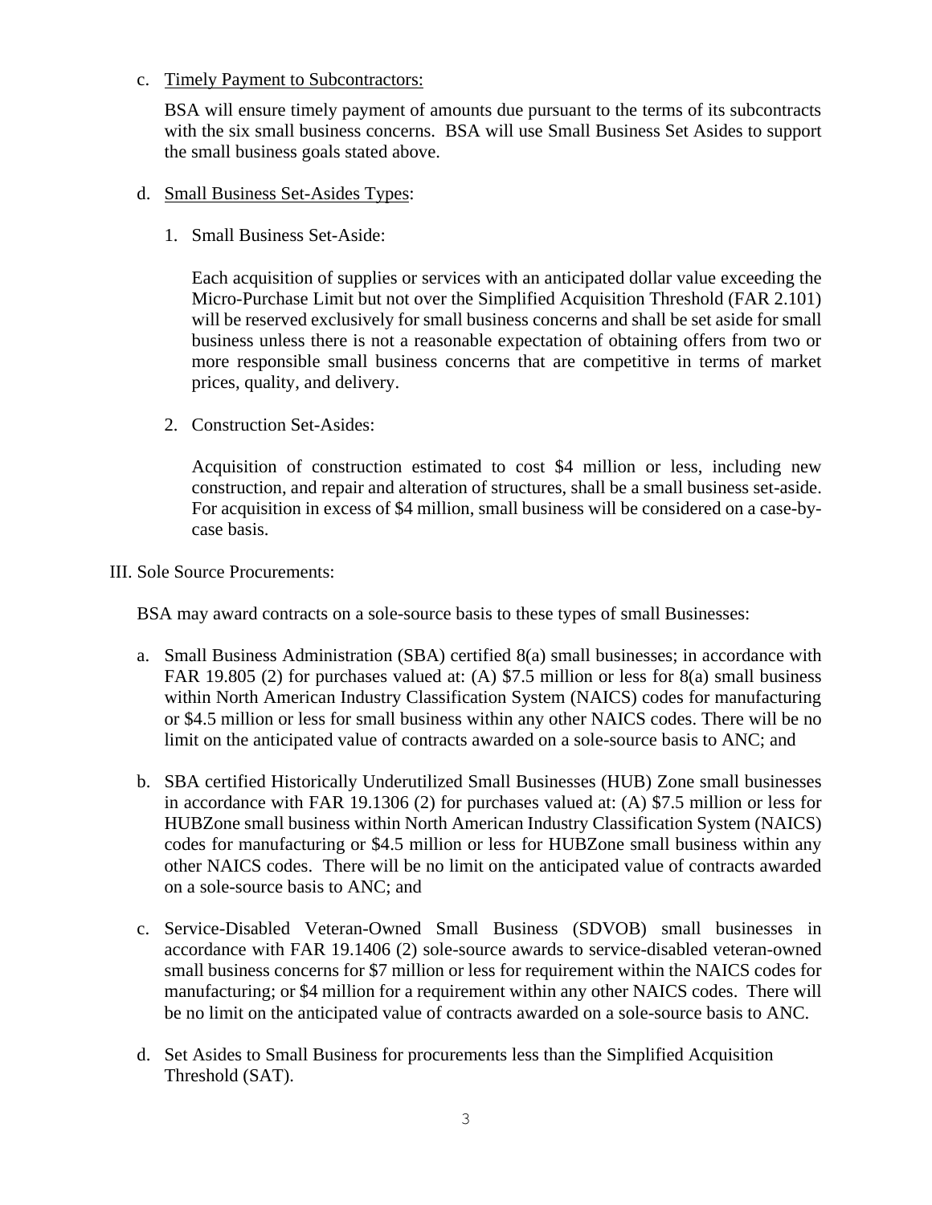c. Timely Payment to Subcontractors:

   BSA will ensure timely payment of amounts due pursuant to the terms of its subcontracts with the six small business concerns. BSA will use Small Business Set Asides to support the small business goals stated above.

d. Small Business Set-Asides Types:

   1. Small Business Set-Aside:

      Each acquisition of supplies or services with an anticipated dollar value exceeding the Micro-Purchase Limit but not over the Simplified Acquisition Threshold (FAR 2.101) will be reserved exclusively for small business concerns and shall be set aside for small business unless there is not a reasonable expectation of obtaining offers from two or more responsible small business concerns that are competitive in terms of market prices, quality, and delivery.

   2. Construction Set-Asides:

      Acquisition of construction estimated to cost $4 million or less, including new construction, and repair and alteration of structures, shall be a small business set-aside. For acquisition in excess of $4 million, small business will be considered on a case-by-case basis.

III. Sole Source Procurements:

BSA may award contracts on a sole-source basis to these types of small Businesses:

a. Small Business Administration (SBA) certified 8(a) small businesses; in accordance with FAR 19.805 (2) for purchases valued at: (A) $7.5 million or less for 8(a) small business within North American Industry Classification System (NAICS) codes for manufacturing or $4.5 million or less for small business within any other NAICS codes. There will be no limit on the anticipated value of contracts awarded on a sole-source basis to ANC; and

b. SBA certified Historically Underutilized Small Businesses (HUB) Zone small businesses in accordance with FAR 19.1306 (2) for purchases valued at: (A) $7.5 million or less for HUBZone small business within North American Industry Classification System (NAICS) codes for manufacturing or $4.5 million or less for HUBZone small business within any other NAICS codes. There will be no limit on the anticipated value of contracts awarded on a sole-source basis to ANC; and

c. Service-Disabled Veteran-Owned Small Business (SDVOB) small businesses in accordance with FAR 19.1406 (2) sole-source awards to service-disabled veteran-owned small business concerns for $7 million or less for requirement within the NAICS codes for manufacturing; or $4 million for a requirement within any other NAICS codes. There will be no limit on the anticipated value of contracts awarded on a sole-source basis to ANC.

d. Set Asides to Small Business for procurements less than the Simplified Acquisition Threshold (SAT).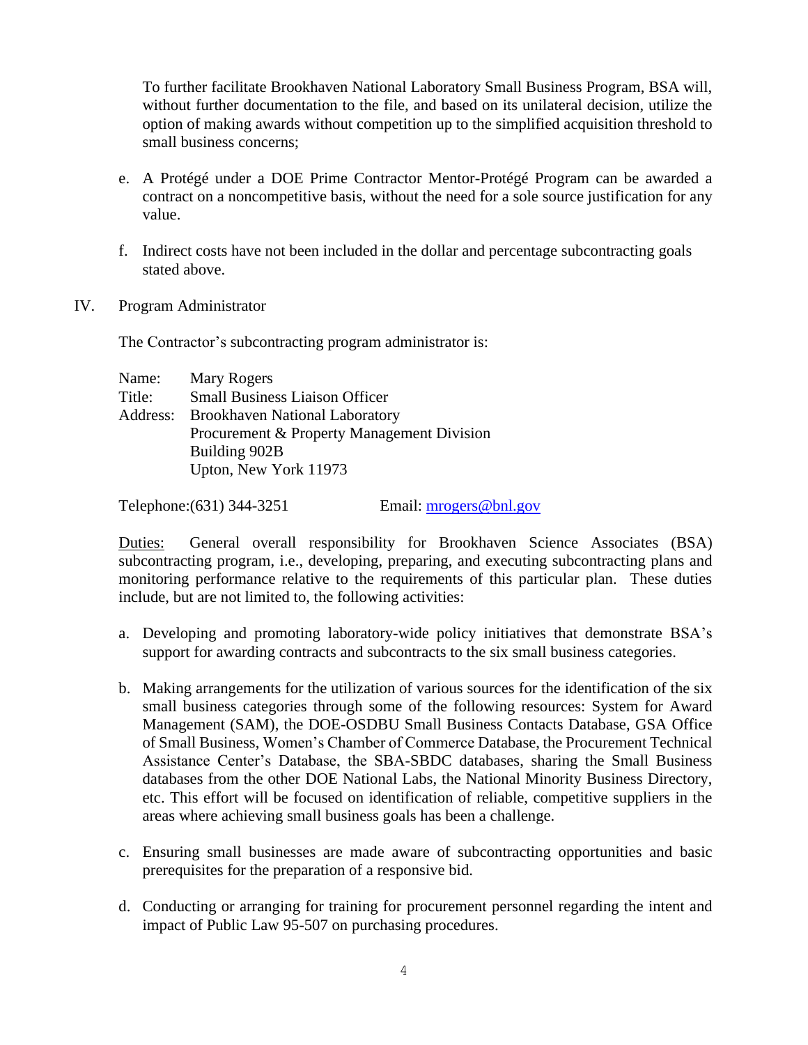To further facilitate Brookhaven National Laboratory Small Business Program, BSA will, without further documentation to the file, and based on its unilateral decision, utilize the option of making awards without competition up to the simplified acquisition threshold to small business concerns;

e. A Protégé under a DOE Prime Contractor Mentor-Protégé Program can be awarded a contract on a noncompetitive basis, without the need for a sole source justification for any value.

f. Indirect costs have not been included in the dollar and percentage subcontracting goals stated above.

IV. Program Administrator

The Contractor's subcontracting program administrator is:

Name: Mary Rogers
Title: Small Business Liaison Officer
Address: Brookhaven National Laboratory
Procurement & Property Management Division
Building 902B
Upton, New York 11973

Telephone:(631) 344-3251 Email: mrogers@bnl.gov

<u>Duties:</u> General overall responsibility for Brookhaven Science Associates (BSA) subcontracting program, i.e., developing, preparing, and executing subcontracting plans and monitoring performance relative to the requirements of this particular plan. These duties include, but are not limited to, the following activities:

a. Developing and promoting laboratory-wide policy initiatives that demonstrate BSA's support for awarding contracts and subcontracts to the six small business categories.

b. Making arrangements for the utilization of various sources for the identification of the six small business categories through some of the following resources: System for Award Management (SAM), the DOE-OSDBU Small Business Contacts Database, GSA Office of Small Business, Women's Chamber of Commerce Database, the Procurement Technical Assistance Center's Database, the SBA-SBDC databases, sharing the Small Business databases from the other DOE National Labs, the National Minority Business Directory, etc. This effort will be focused on identification of reliable, competitive suppliers in the areas where achieving small business goals has been a challenge.

c. Ensuring small businesses are made aware of subcontracting opportunities and basic prerequisites for the preparation of a responsive bid.

d. Conducting or arranging for training for procurement personnel regarding the intent and impact of Public Law 95-507 on purchasing procedures.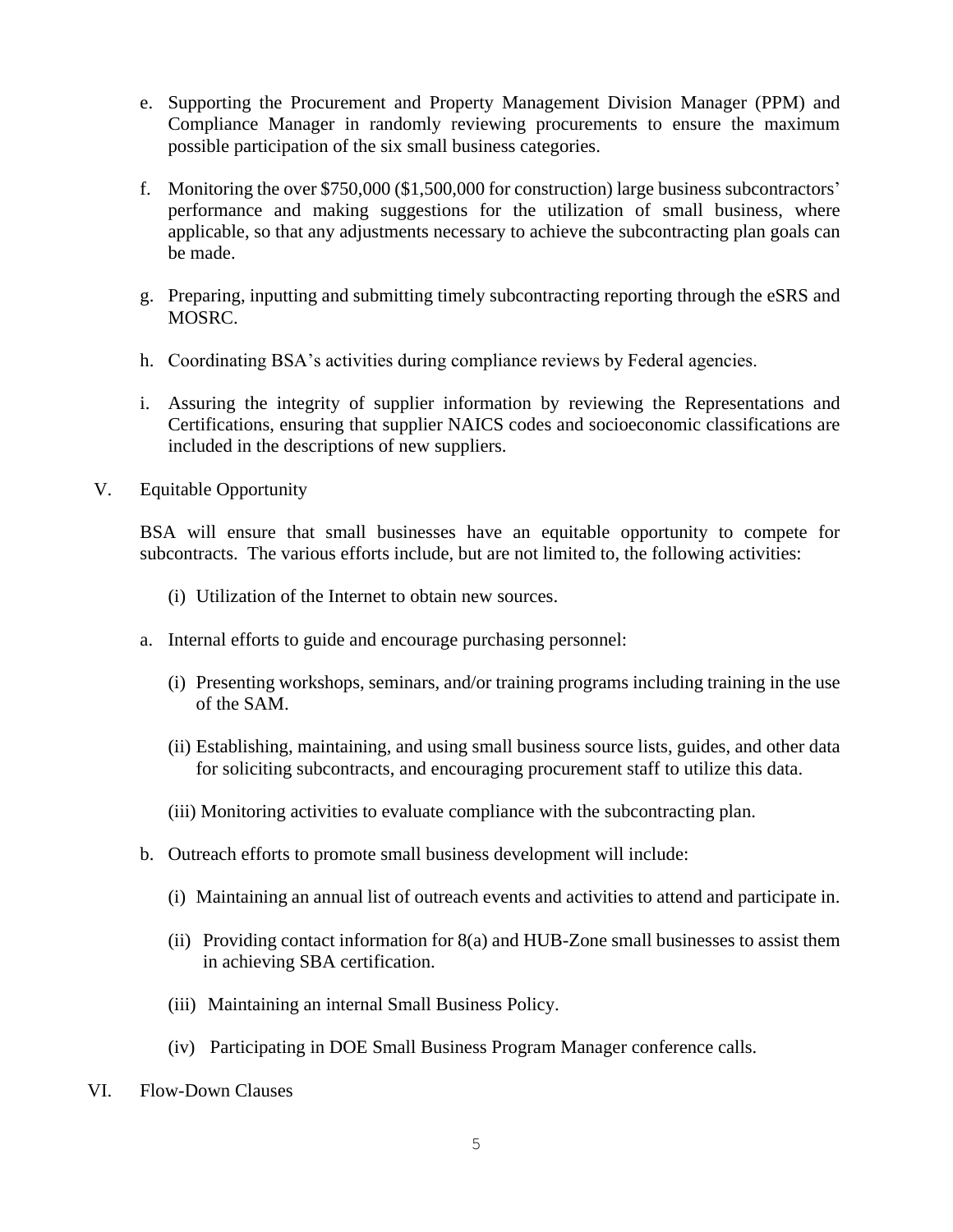e. Supporting the Procurement and Property Management Division Manager (PPM) and Compliance Manager in randomly reviewing procurements to ensure the maximum possible participation of the six small business categories.

f. Monitoring the over $750,000 ($1,500,000 for construction) large business subcontractors' performance and making suggestions for the utilization of small business, where applicable, so that any adjustments necessary to achieve the subcontracting plan goals can be made.

g. Preparing, inputting and submitting timely subcontracting reporting through the eSRS and MOSRC.

h. Coordinating BSA's activities during compliance reviews by Federal agencies.

i. Assuring the integrity of supplier information by reviewing the Representations and Certifications, ensuring that supplier NAICS codes and socioeconomic classifications are included in the descriptions of new suppliers.

## V. Equitable Opportunity

BSA will ensure that small businesses have an equitable opportunity to compete for subcontracts. The various efforts include, but are not limited to, the following activities:

(i) Utilization of the Internet to obtain new sources.

a. Internal efforts to guide and encourage purchasing personnel:

(i) Presenting workshops, seminars, and/or training programs including training in the use of the SAM.

(ii) Establishing, maintaining, and using small business source lists, guides, and other data for soliciting subcontracts, and encouraging procurement staff to utilize this data.

(iii) Monitoring activities to evaluate compliance with the subcontracting plan.

b. Outreach efforts to promote small business development will include:

(i) Maintaining an annual list of outreach events and activities to attend and participate in.

(ii) Providing contact information for 8(a) and HUB-Zone small businesses to assist them in achieving SBA certification.

(iii) Maintaining an internal Small Business Policy.

(iv) Participating in DOE Small Business Program Manager conference calls.

## VI. Flow-Down Clauses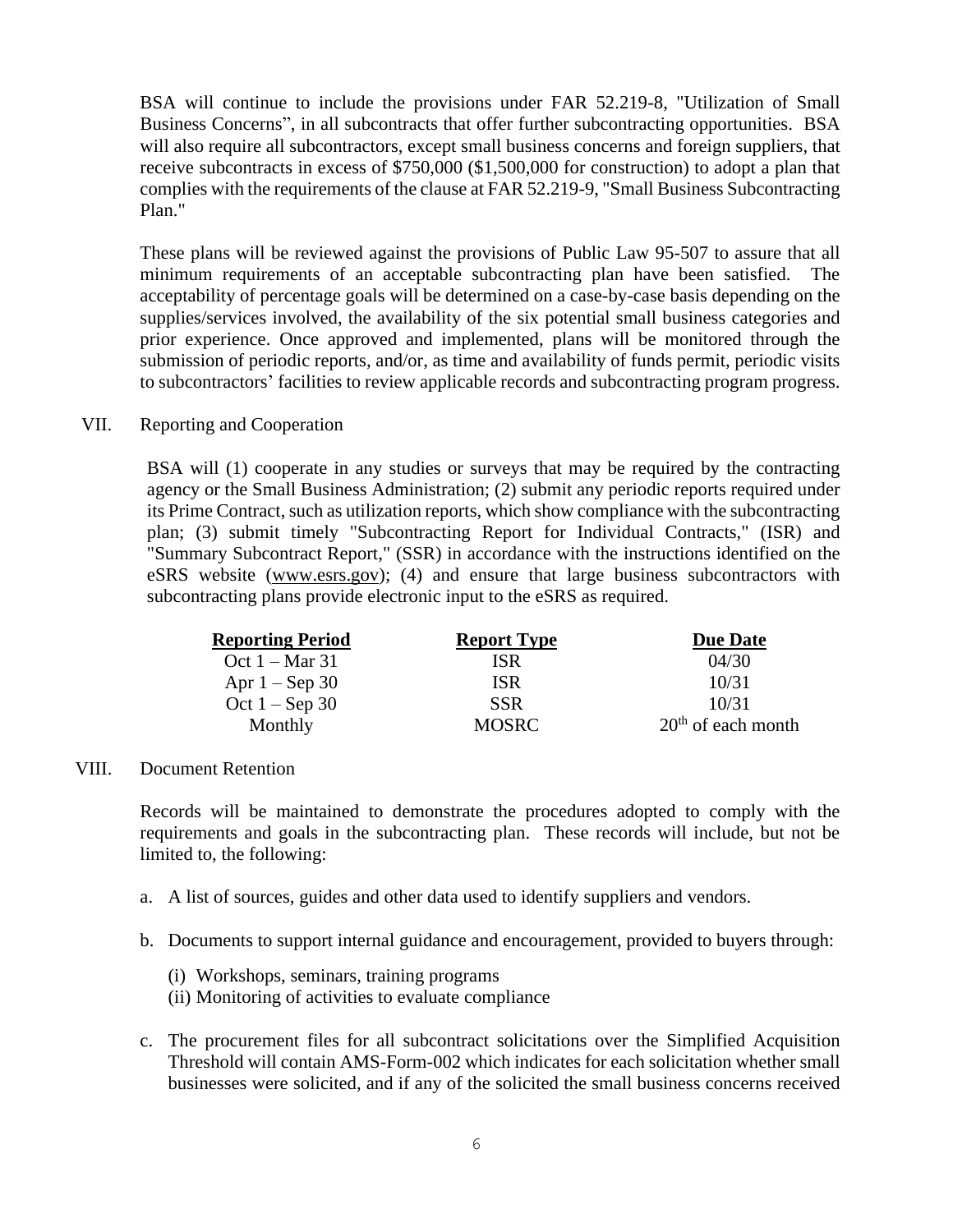BSA will continue to include the provisions under FAR 52.219-8, "Utilization of Small Business Concerns", in all subcontracts that offer further subcontracting opportunities. BSA will also require all subcontractors, except small business concerns and foreign suppliers, that receive subcontracts in excess of $750,000 ($1,500,000 for construction) to adopt a plan that complies with the requirements of the clause at FAR 52.219-9, "Small Business Subcontracting Plan."

These plans will be reviewed against the provisions of Public Law 95-507 to assure that all minimum requirements of an acceptable subcontracting plan have been satisfied. The acceptability of percentage goals will be determined on a case-by-case basis depending on the supplies/services involved, the availability of the six potential small business categories and prior experience. Once approved and implemented, plans will be monitored through the submission of periodic reports, and/or, as time and availability of funds permit, periodic visits to subcontractors' facilities to review applicable records and subcontracting program progress.

## VII. Reporting and Cooperation

BSA will (1) cooperate in any studies or surveys that may be required by the contracting agency or the Small Business Administration; (2) submit any periodic reports required under its Prime Contract, such as utilization reports, which show compliance with the subcontracting plan; (3) submit timely "Subcontracting Report for Individual Contracts," (ISR) and "Summary Subcontract Report," (SSR) in accordance with the instructions identified on the eSRS website (www.esrs.gov); (4) and ensure that large business subcontractors with subcontracting plans provide electronic input to the eSRS as required.

| Reporting Period | Report Type | Due Date |
|---|---|---|
| Oct 1 – Mar 31 | ISR | 04/30 |
| Apr 1 – Sep 30 | ISR | 10/31 |
| Oct 1 – Sep 30 | SSR | 10/31 |
| Monthly | MOSRC | 20th of each month |

## VIII. Document Retention

Records will be maintained to demonstrate the procedures adopted to comply with the requirements and goals in the subcontracting plan. These records will include, but not be limited to, the following:

a. A list of sources, guides and other data used to identify suppliers and vendors.

b. Documents to support internal guidance and encouragement, provided to buyers through:

   (i) Workshops, seminars, training programs
   (ii) Monitoring of activities to evaluate compliance

c. The procurement files for all subcontract solicitations over the Simplified Acquisition Threshold will contain AMS-Form-002 which indicates for each solicitation whether small businesses were solicited, and if any of the solicited the small business concerns received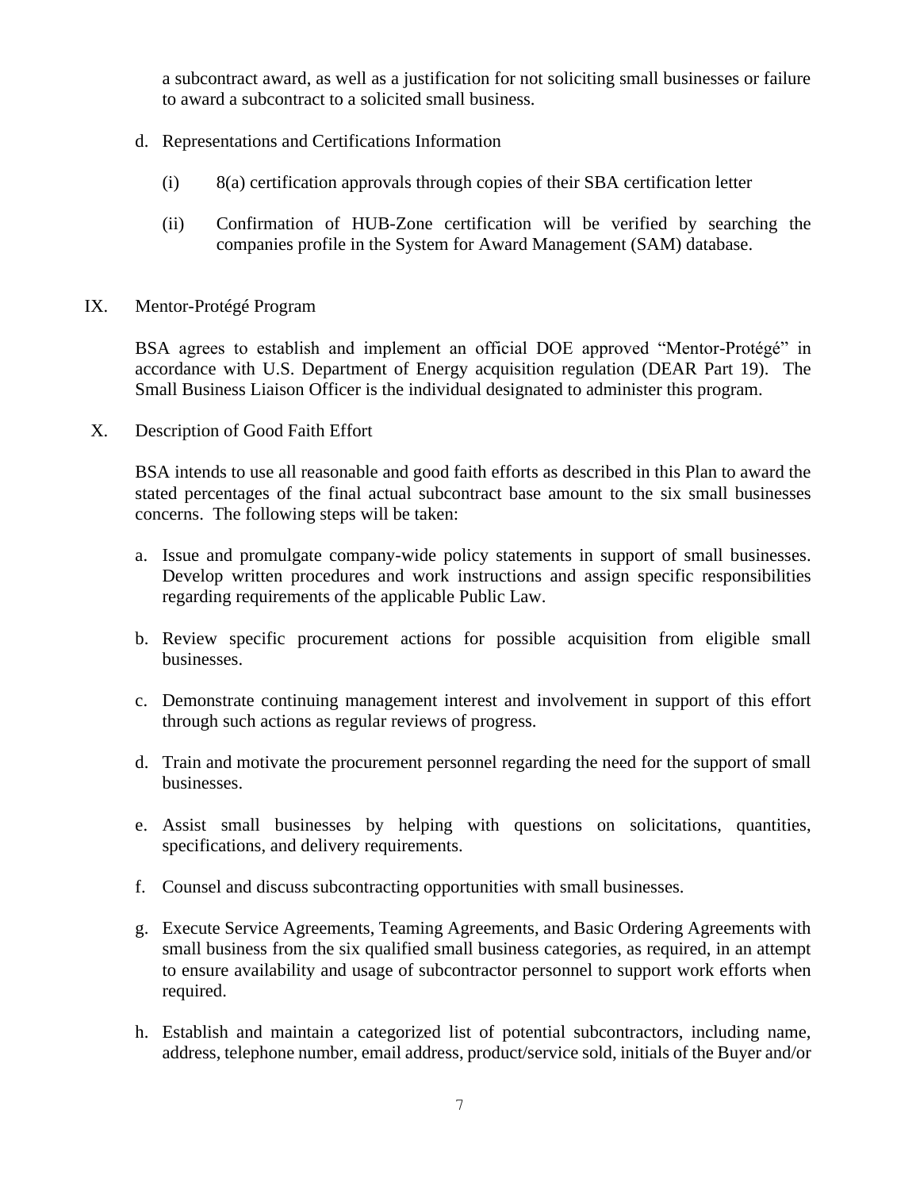a subcontract award, as well as a justification for not soliciting small businesses or failure to award a subcontract to a solicited small business.

d. Representations and Certifications Information

   (i) 8(a) certification approvals through copies of their SBA certification letter

   (ii) Confirmation of HUB-Zone certification will be verified by searching the companies profile in the System for Award Management (SAM) database.

## IX. Mentor-Protégé Program

BSA agrees to establish and implement an official DOE approved “Mentor-Protégé” in accordance with U.S. Department of Energy acquisition regulation (DEAR Part 19). The Small Business Liaison Officer is the individual designated to administer this program.

## X. Description of Good Faith Effort

BSA intends to use all reasonable and good faith efforts as described in this Plan to award the stated percentages of the final actual subcontract base amount to the six small businesses concerns. The following steps will be taken:

a. Issue and promulgate company-wide policy statements in support of small businesses. Develop written procedures and work instructions and assign specific responsibilities regarding requirements of the applicable Public Law.

b. Review specific procurement actions for possible acquisition from eligible small businesses.

c. Demonstrate continuing management interest and involvement in support of this effort through such actions as regular reviews of progress.

d. Train and motivate the procurement personnel regarding the need for the support of small businesses.

e. Assist small businesses by helping with questions on solicitations, quantities, specifications, and delivery requirements.

f. Counsel and discuss subcontracting opportunities with small businesses.

g. Execute Service Agreements, Teaming Agreements, and Basic Ordering Agreements with small business from the six qualified small business categories, as required, in an attempt to ensure availability and usage of subcontractor personnel to support work efforts when required.

h. Establish and maintain a categorized list of potential subcontractors, including name, address, telephone number, email address, product/service sold, initials of the Buyer and/or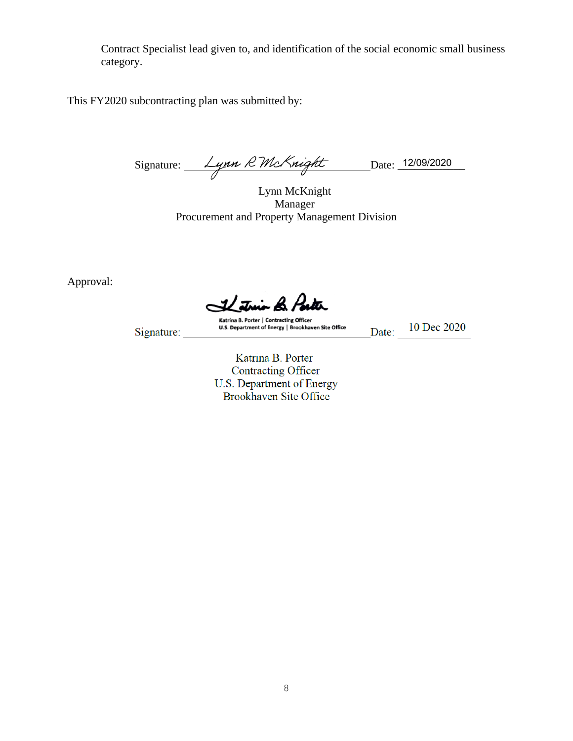Contract Specialist lead given to, and identification of the social economic small business category.

This FY2020 subcontracting plan was submitted by:

Signature: Lynn R McKnight Date: 12/09/2020

Lynn McKnight
Manager
Procurement and Property Management Division

Approval:

Signature: Katrina B. Porter | Contracting Officer U.S. Department of Energy | Brookhaven Site Office Date: 10 Dec 2020

Katrina B. Porter
Contracting Officer
U.S. Department of Energy
Brookhaven Site Office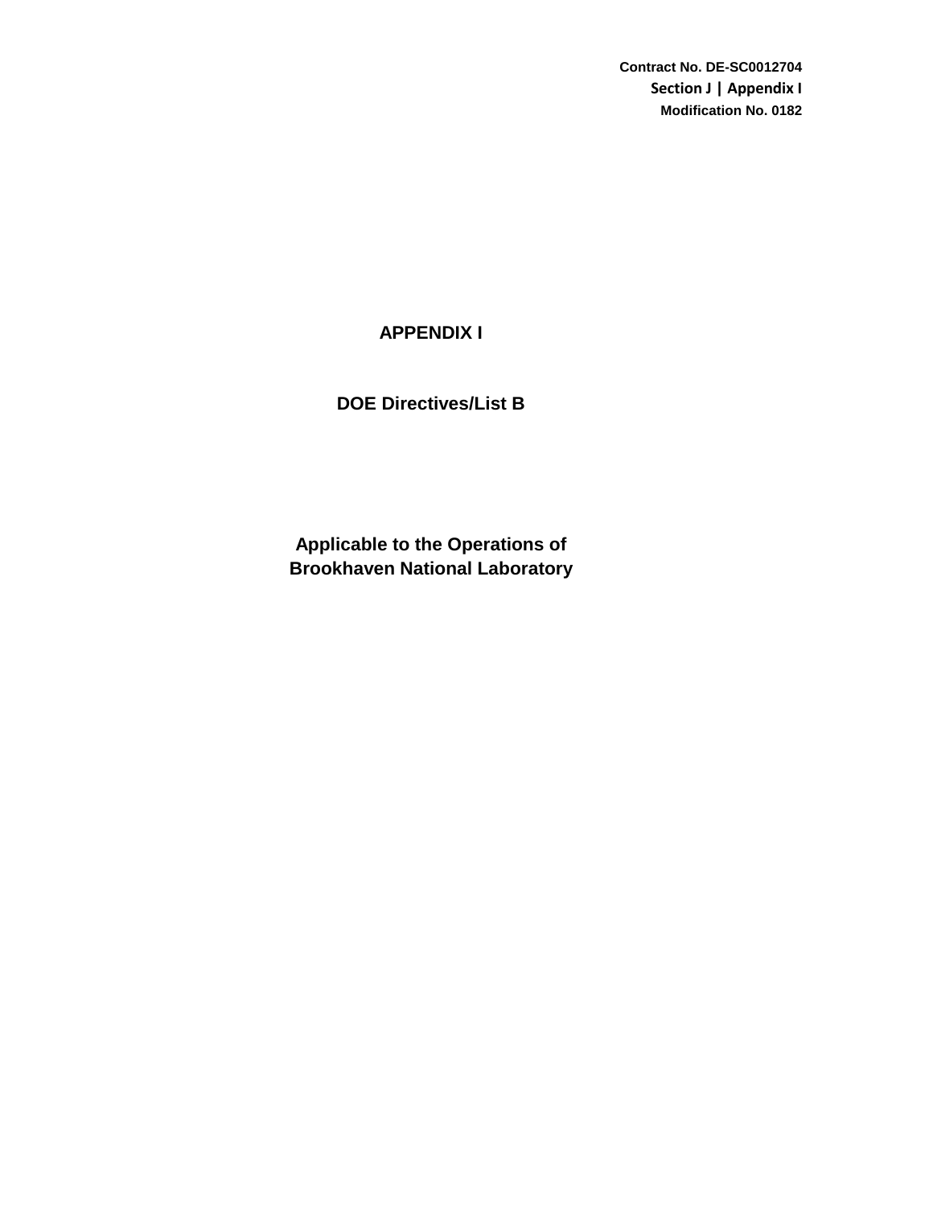Contract No. DE-SC0012704
Section J | Appendix I
Modification No. 0182

# APPENDIX I

## DOE Directives/List B

### Applicable to the Operations of Brookhaven National Laboratory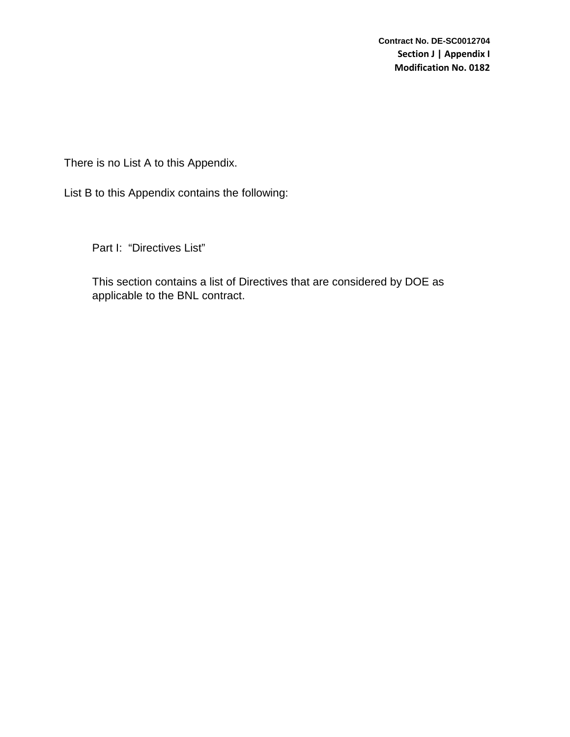There is no List A to this Appendix.

List B to this Appendix contains the following:

Part I: “Directives List”

This section contains a list of Directives that are considered by DOE as applicable to the BNL contract.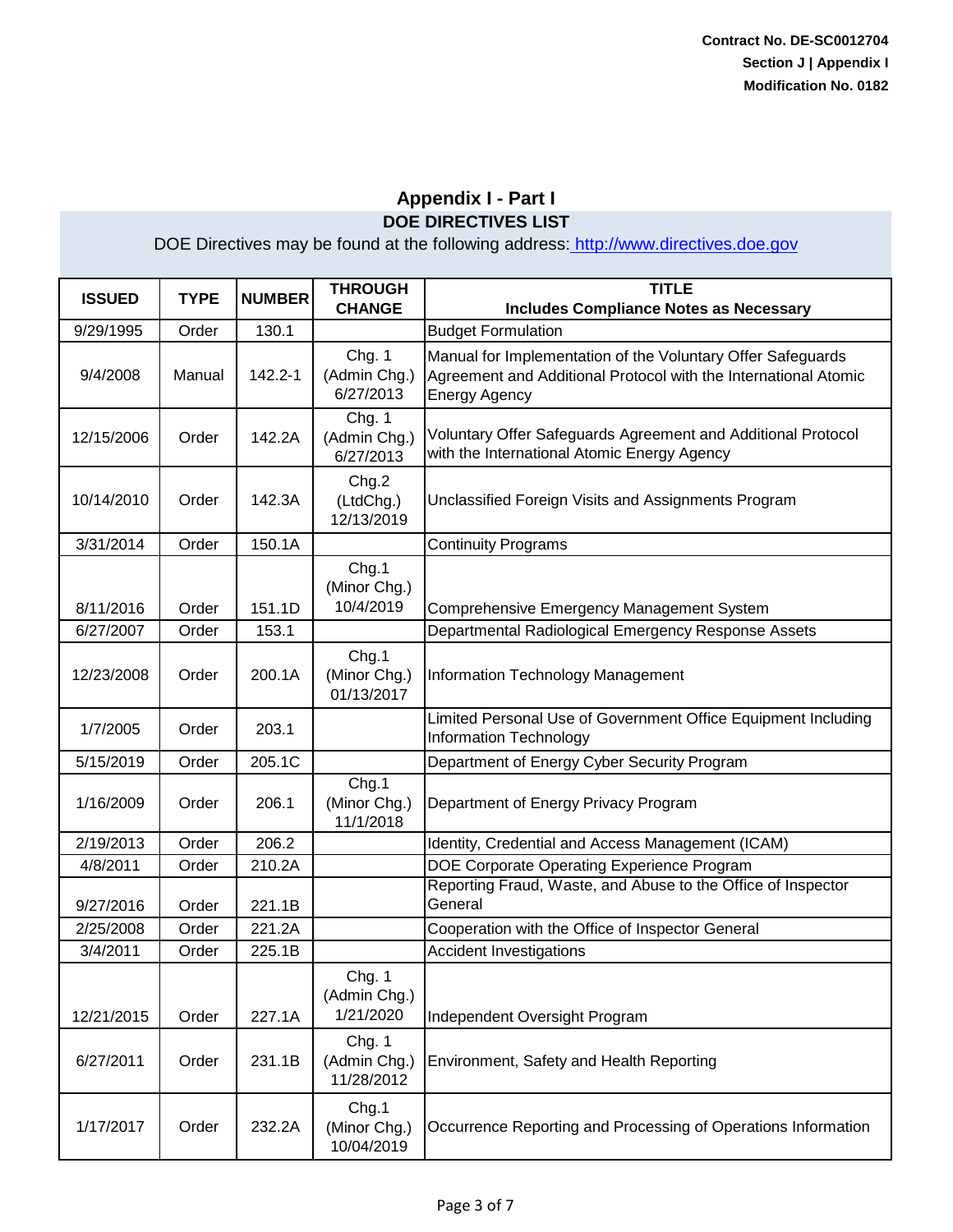Contract No. DE-SC0012704
Section J | Appendix I
Modification No. 0182

# Appendix I - Part I

## DOE DIRECTIVES LIST

DOE Directives may be found at the following address: http://www.directives.doe.gov

| ISSUED | TYPE | NUMBER | THROUGH CHANGE | TITLE Includes Compliance Notes as Necessary |
|---|---|---|---|---|
| 9/29/1995 | Order | 130.1 | | Budget Formulation |
| 9/4/2008 | Manual | 142.2-1 | Chg. 1 (Admin Chg.) 6/27/2013 | Manual for Implementation of the Voluntary Offer Safeguards Agreement and Additional Protocol with the International Atomic Energy Agency |
| 12/15/2006 | Order | 142.2A | Chg. 1 (Admin Chg.) 6/27/2013 | Voluntary Offer Safeguards Agreement and Additional Protocol with the International Atomic Energy Agency |
| 10/14/2010 | Order | 142.3A | Chg.2 (LtdChg.) 12/13/2019 | Unclassified Foreign Visits and Assignments Program |
| 3/31/2014 | Order | 150.1A | | Continuity Programs |
| 8/11/2016 | Order | 151.1D | Chg.1 (Minor Chg.) 10/4/2019 | Comprehensive Emergency Management System |
| 6/27/2007 | Order | 153.1 | | Departmental Radiological Emergency Response Assets |
| 12/23/2008 | Order | 200.1A | Chg.1 (Minor Chg.) 01/13/2017 | Information Technology Management |
| 1/7/2005 | Order | 203.1 | | Limited Personal Use of Government Office Equipment Including Information Technology |
| 5/15/2019 | Order | 205.1C | | Department of Energy Cyber Security Program |
| 1/16/2009 | Order | 206.1 | Chg.1 (Minor Chg.) 11/1/2018 | Department of Energy Privacy Program |
| 2/19/2013 | Order | 206.2 | | Identity, Credential and Access Management (ICAM) |
| 4/8/2011 | Order | 210.2A | | DOE Corporate Operating Experience Program |
| 9/27/2016 | Order | 221.1B | | Reporting Fraud, Waste, and Abuse to the Office of Inspector General |
| 2/25/2008 | Order | 221.2A | | Cooperation with the Office of Inspector General |
| 3/4/2011 | Order | 225.1B | | Accident Investigations |
| 12/21/2015 | Order | 227.1A | Chg. 1 (Admin Chg.) 1/21/2020 | Independent Oversight Program |
| 6/27/2011 | Order | 231.1B | Chg. 1 (Admin Chg.) 11/28/2012 | Environment, Safety and Health Reporting |
| 1/17/2017 | Order | 232.2A | Chg.1 (Minor Chg.) 10/04/2019 | Occurrence Reporting and Processing of Operations Information |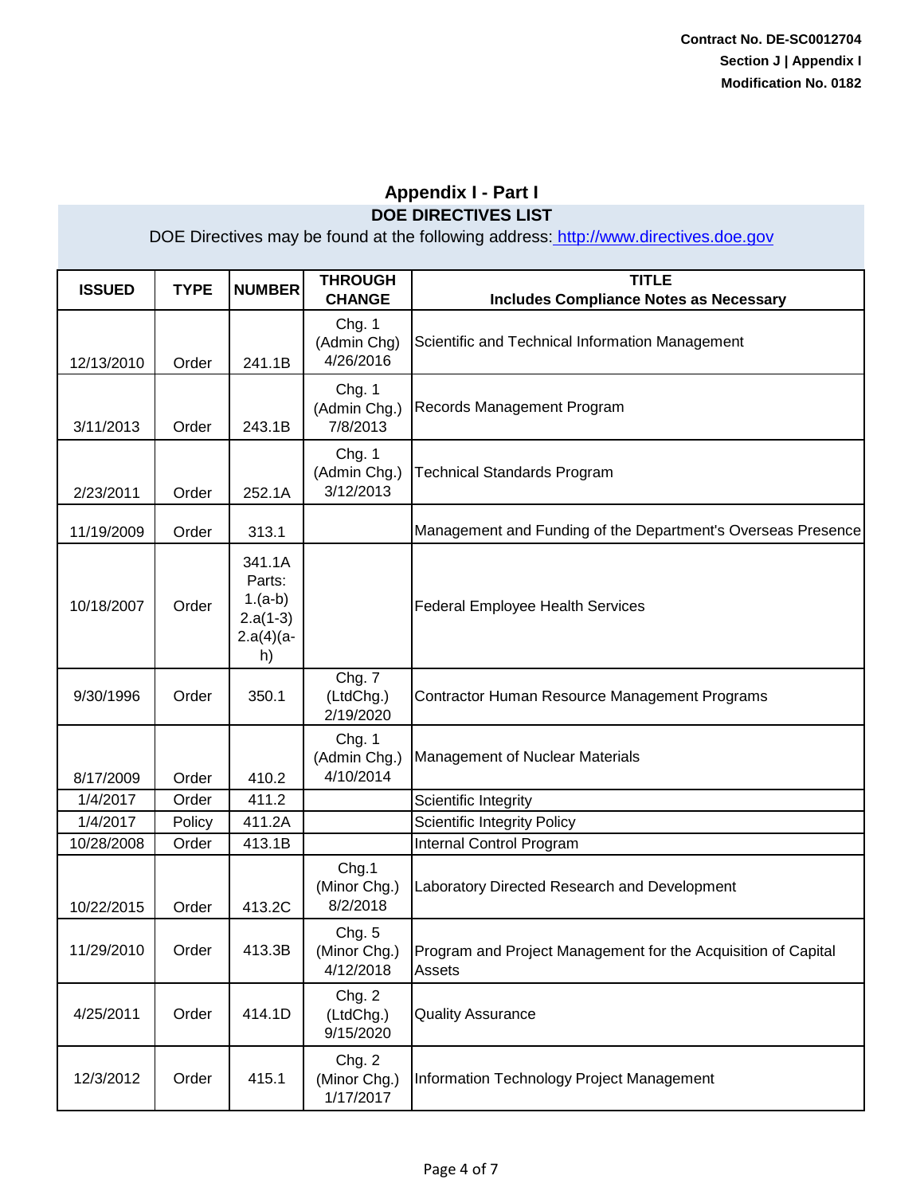Contract No. DE-SC0012704
Section J | Appendix I
Modification No. 0182

## Appendix I - Part I

### DOE DIRECTIVES LIST

DOE Directives may be found at the following address: http://www.directives.doe.gov

| ISSUED | TYPE | NUMBER | THROUGH CHANGE | TITLE Includes Compliance Notes as Necessary |
|---|---|---|---|---|
| 12/13/2010 | Order | 241.1B | Chg. 1 (Admin Chg) 4/26/2016 | Scientific and Technical Information Management |
| 3/11/2013 | Order | 243.1B | Chg. 1 (Admin Chg.) 7/8/2013 | Records Management Program |
| 2/23/2011 | Order | 252.1A | Chg. 1 (Admin Chg.) 3/12/2013 | Technical Standards Program |
| 11/19/2009 | Order | 313.1 | | Management and Funding of the Department's Overseas Presence |
| 10/18/2007 | Order | 341.1A Parts: 1.(a-b) 2.a(1-3) 2.a(4)(a-h) | | Federal Employee Health Services |
| 9/30/1996 | Order | 350.1 | Chg. 7 (LtdChg.) 2/19/2020 | Contractor Human Resource Management Programs |
| 8/17/2009 | Order | 410.2 | Chg. 1 (Admin Chg.) 4/10/2014 | Management of Nuclear Materials |
| 1/4/2017 | Order | 411.2 | | Scientific Integrity |
| 1/4/2017 | Policy | 411.2A | | Scientific Integrity Policy |
| 10/28/2008 | Order | 413.1B | | Internal Control Program |
| 10/22/2015 | Order | 413.2C | Chg.1 (Minor Chg.) 8/2/2018 | Laboratory Directed Research and Development |
| 11/29/2010 | Order | 413.3B | Chg. 5 (Minor Chg.) 4/12/2018 | Program and Project Management for the Acquisition of Capital Assets |
| 4/25/2011 | Order | 414.1D | Chg. 2 (LtdChg.) 9/15/2020 | Quality Assurance |
| 12/3/2012 | Order | 415.1 | Chg. 2 (Minor Chg.) 1/17/2017 | Information Technology Project Management |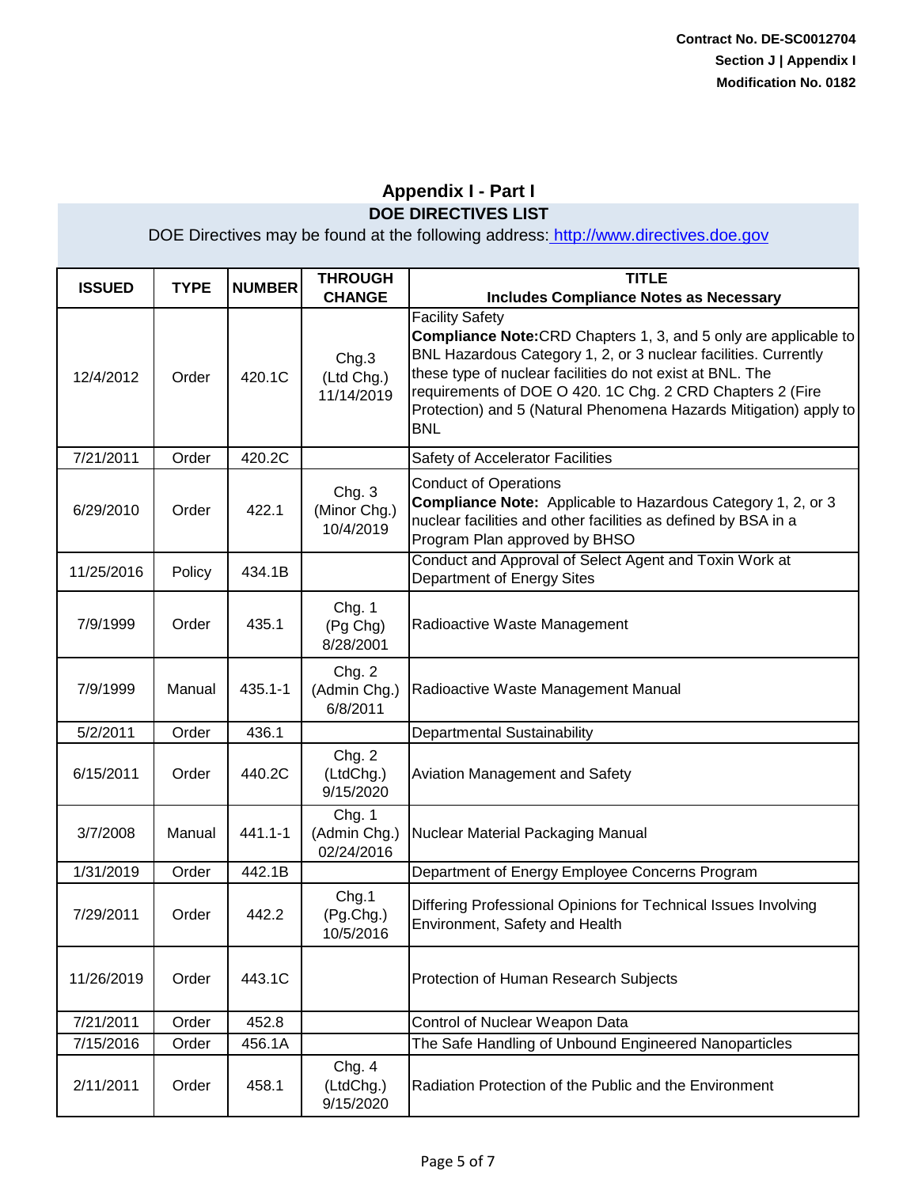Contract No. DE-SC0012704
Section J | Appendix I
Modification No. 0182

## Appendix I - Part I

### DOE DIRECTIVES LIST

DOE Directives may be found at the following address: http://www.directives.doe.gov

| ISSUED | TYPE | NUMBER | THROUGH CHANGE | TITLE<br>Includes Compliance Notes as Necessary |
|---|---|---|---|---|
| 12/4/2012 | Order | 420.1C | Chg.3 (Ltd Chg.) 11/14/2019 | Facility Safety<br>**Compliance Note:**CRD Chapters 1, 3, and 5 only are applicable to BNL Hazardous Category 1, 2, or 3 nuclear facilities. Currently these type of nuclear facilities do not exist at BNL. The requirements of DOE O 420. 1C Chg. 2 CRD Chapters 2 (Fire Protection) and 5 (Natural Phenomena Hazards Mitigation) apply to BNL |
| 7/21/2011 | Order | 420.2C | | Safety of Accelerator Facilities |
| 6/29/2010 | Order | 422.1 | Chg. 3 (Minor Chg.) 10/4/2019 | Conduct of Operations<br>**Compliance Note:** Applicable to Hazardous Category 1, 2, or 3 nuclear facilities and other facilities as defined by BSA in a Program Plan approved by BHSO |
| 11/25/2016 | Policy | 434.1B | | Conduct and Approval of Select Agent and Toxin Work at Department of Energy Sites |
| 7/9/1999 | Order | 435.1 | Chg. 1 (Pg Chg) 8/28/2001 | Radioactive Waste Management |
| 7/9/1999 | Manual | 435.1-1 | Chg. 2 (Admin Chg.) 6/8/2011 | Radioactive Waste Management Manual |
| 5/2/2011 | Order | 436.1 | | Departmental Sustainability |
| 6/15/2011 | Order | 440.2C | Chg. 2 (LtdChg.) 9/15/2020 | Aviation Management and Safety |
| 3/7/2008 | Manual | 441.1-1 | Chg. 1 (Admin Chg.) 02/24/2016 | Nuclear Material Packaging Manual |
| 1/31/2019 | Order | 442.1B | | Department of Energy Employee Concerns Program |
| 7/29/2011 | Order | 442.2 | Chg.1 (Pg.Chg.) 10/5/2016 | Differing Professional Opinions for Technical Issues Involving Environment, Safety and Health |
| 11/26/2019 | Order | 443.1C | | Protection of Human Research Subjects |
| 7/21/2011 | Order | 452.8 | | Control of Nuclear Weapon Data |
| 7/15/2016 | Order | 456.1A | | The Safe Handling of Unbound Engineered Nanoparticles |
| 2/11/2011 | Order | 458.1 | Chg. 4 (LtdChg.) 9/15/2020 | Radiation Protection of the Public and the Environment |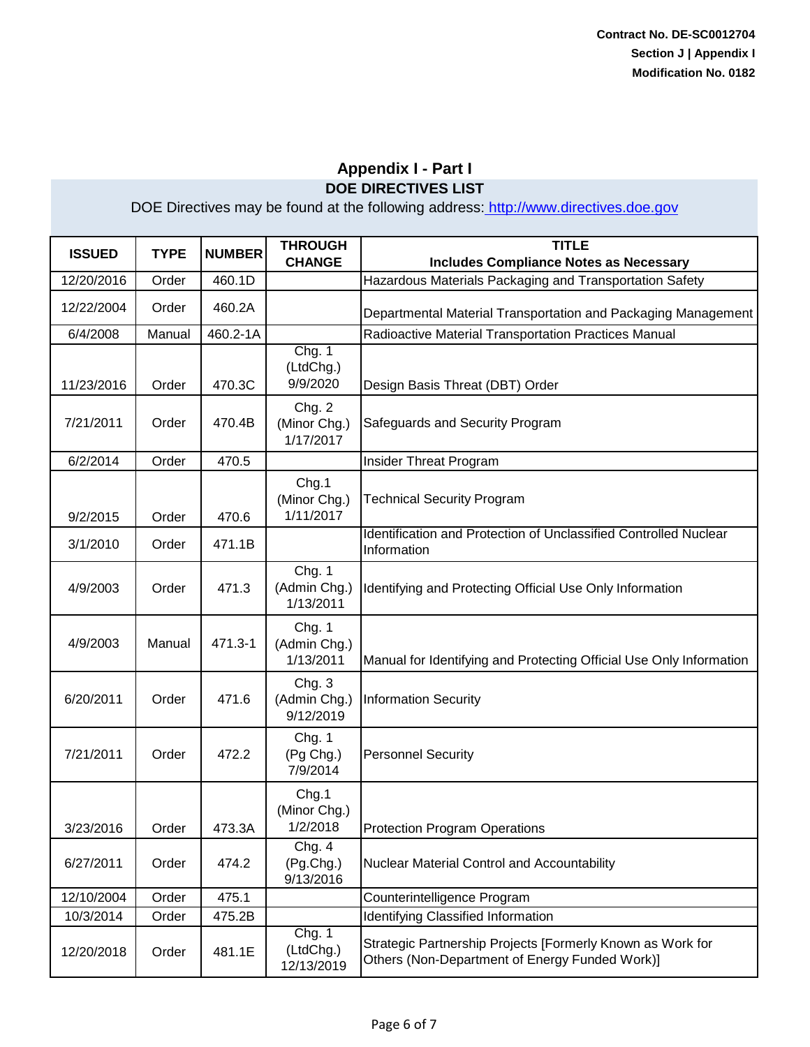Contract No. DE-SC0012704
Section J | Appendix I
Modification No. 0182

## Appendix I - Part I

### DOE DIRECTIVES LIST

DOE Directives may be found at the following address: http://www.directives.doe.gov

| ISSUED | TYPE | NUMBER | THROUGH CHANGE | TITLE Includes Compliance Notes as Necessary |
|---|---|---|---|---|
| 12/20/2016 | Order | 460.1D | | Hazardous Materials Packaging and Transportation Safety |
| 12/22/2004 | Order | 460.2A | | Departmental Material Transportation and Packaging Management |
| 6/4/2008 | Manual | 460.2-1A | | Radioactive Material Transportation Practices Manual |
| 11/23/2016 | Order | 470.3C | Chg. 1 (LtdChg.) 9/9/2020 | Design Basis Threat (DBT) Order |
| 7/21/2011 | Order | 470.4B | Chg. 2 (Minor Chg.) 1/17/2017 | Safeguards and Security Program |
| 6/2/2014 | Order | 470.5 | | Insider Threat Program |
| 9/2/2015 | Order | 470.6 | Chg.1 (Minor Chg.) 1/11/2017 | Technical Security Program |
| 3/1/2010 | Order | 471.1B | | Identification and Protection of Unclassified Controlled Nuclear Information |
| 4/9/2003 | Order | 471.3 | Chg. 1 (Admin Chg.) 1/13/2011 | Identifying and Protecting Official Use Only Information |
| 4/9/2003 | Manual | 471.3-1 | Chg. 1 (Admin Chg.) 1/13/2011 | Manual for Identifying and Protecting Official Use Only Information |
| 6/20/2011 | Order | 471.6 | Chg. 3 (Admin Chg.) 9/12/2019 | Information Security |
| 7/21/2011 | Order | 472.2 | Chg. 1 (Pg Chg.) 7/9/2014 | Personnel Security |
| 3/23/2016 | Order | 473.3A | Chg.1 (Minor Chg.) 1/2/2018 | Protection Program Operations |
| 6/27/2011 | Order | 474.2 | Chg. 4 (Pg.Chg.) 9/13/2016 | Nuclear Material Control and Accountability |
| 12/10/2004 | Order | 475.1 | | Counterintelligence Program |
| 10/3/2014 | Order | 475.2B | | Identifying Classified Information |
| 12/20/2018 | Order | 481.1E | Chg. 1 (LtdChg.) 12/13/2019 | Strategic Partnership Projects [Formerly Known as Work for Others (Non-Department of Energy Funded Work)] |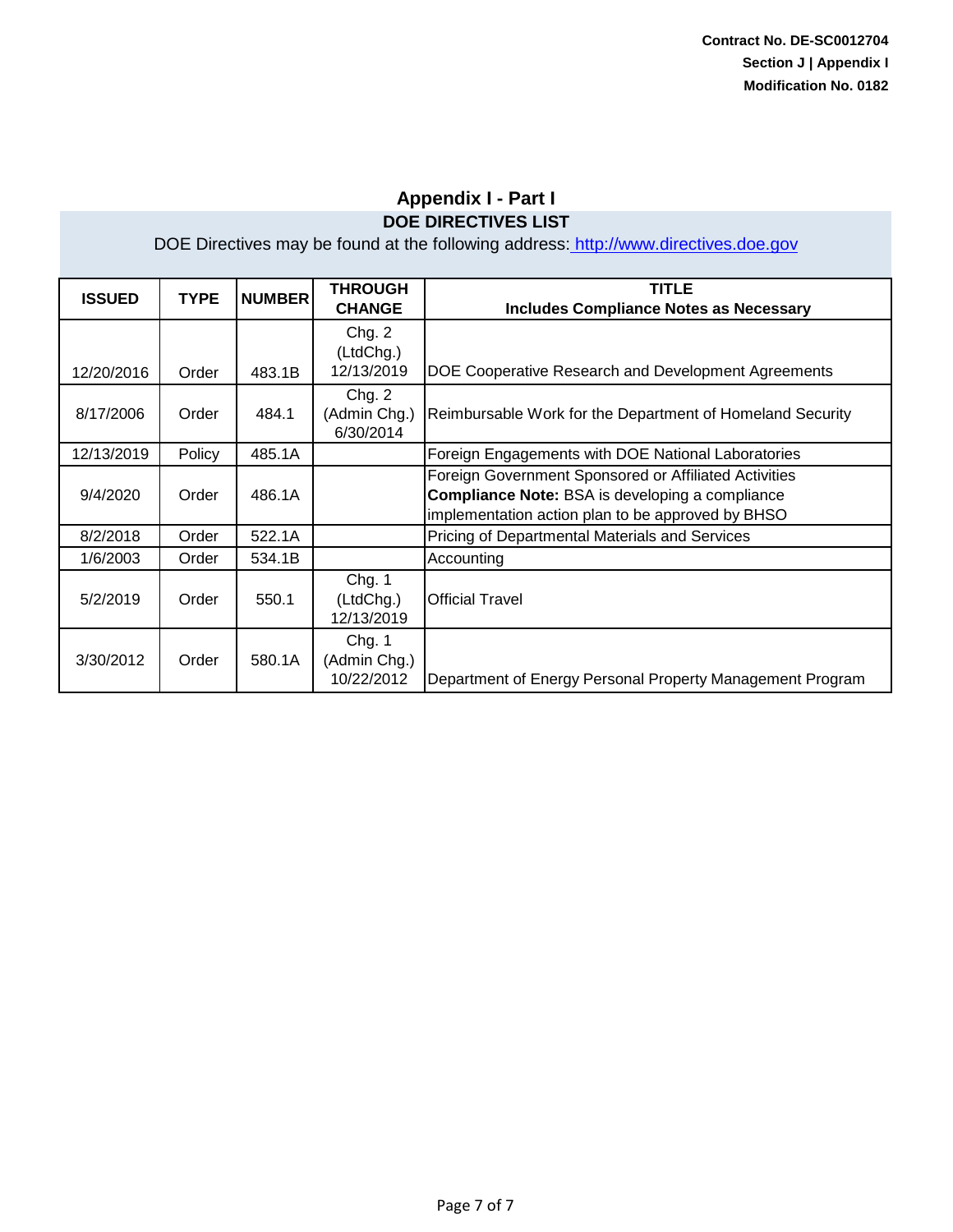Contract No. DE-SC0012704
Section J | Appendix I
Modification No. 0182

## Appendix I - Part I

### DOE DIRECTIVES LIST

DOE Directives may be found at the following address: http://www.directives.doe.gov

| ISSUED | TYPE | NUMBER | THROUGH CHANGE | TITLE<br>Includes Compliance Notes as Necessary |
|---|---|---|---|---|
| 12/20/2016 | Order | 483.1B | Chg. 2 (LtdChg.) 12/13/2019 | DOE Cooperative Research and Development Agreements |
| 8/17/2006 | Order | 484.1 | Chg. 2 (Admin Chg.) 6/30/2014 | Reimbursable Work for the Department of Homeland Security |
| 12/13/2019 | Policy | 485.1A | | Foreign Engagements with DOE National Laboratories |
| 9/4/2020 | Order | 486.1A | | Foreign Government Sponsored or Affiliated Activities<br>**Compliance Note:** BSA is developing a compliance implementation action plan to be approved by BHSO |
| 8/2/2018 | Order | 522.1A | | Pricing of Departmental Materials and Services |
| 1/6/2003 | Order | 534.1B | | Accounting |
| 5/2/2019 | Order | 550.1 | Chg. 1 (LtdChg.) 12/13/2019 | Official Travel |
| 3/30/2012 | Order | 580.1A | Chg. 1 (Admin Chg.) 10/22/2012 | Department of Energy Personal Property Management Program |